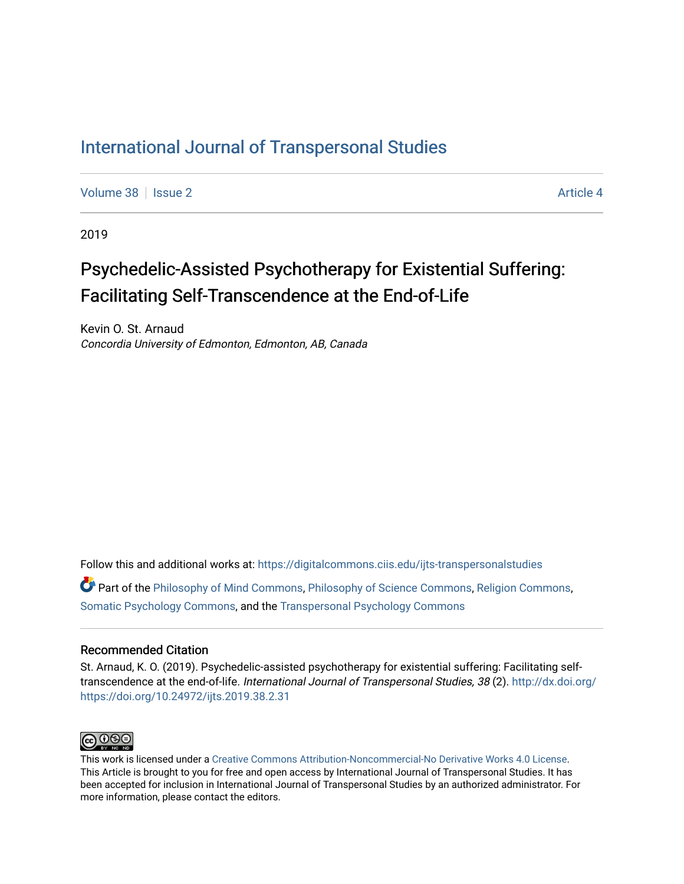# International Journal of Transpersonal Studies

Volume 38 | Issue 2 | Article 4

2019

## Psychedelic-Assisted Psychotherapy for Existential Suffering: Facilitating Self-Transcendence at the End-of-Life

Kevin O. St. Arnaud
*Concordia University of Edmonton, Edmonton, AB, Canada*

Follow this and additional works at: https://digitalcommons.ciis.edu/ijts-transpersonalstudies

Part of the Philosophy of Mind Commons, Philosophy of Science Commons, Religion Commons, Somatic Psychology Commons, and the Transpersonal Psychology Commons

### Recommended Citation

St. Arnaud, K. O. (2019). Psychedelic-assisted psychotherapy for existential suffering: Facilitating self-transcendence at the end-of-life. *International Journal of Transpersonal Studies, 38* (2). http://dx.doi.org/https://doi.org/10.24972/ijts.2019.38.2.31

This work is licensed under a Creative Commons Attribution-Noncommercial-No Derivative Works 4.0 License. This Article is brought to you for free and open access by International Journal of Transpersonal Studies. It has been accepted for inclusion in International Journal of Transpersonal Studies by an authorized administrator. For more information, please contact the editors.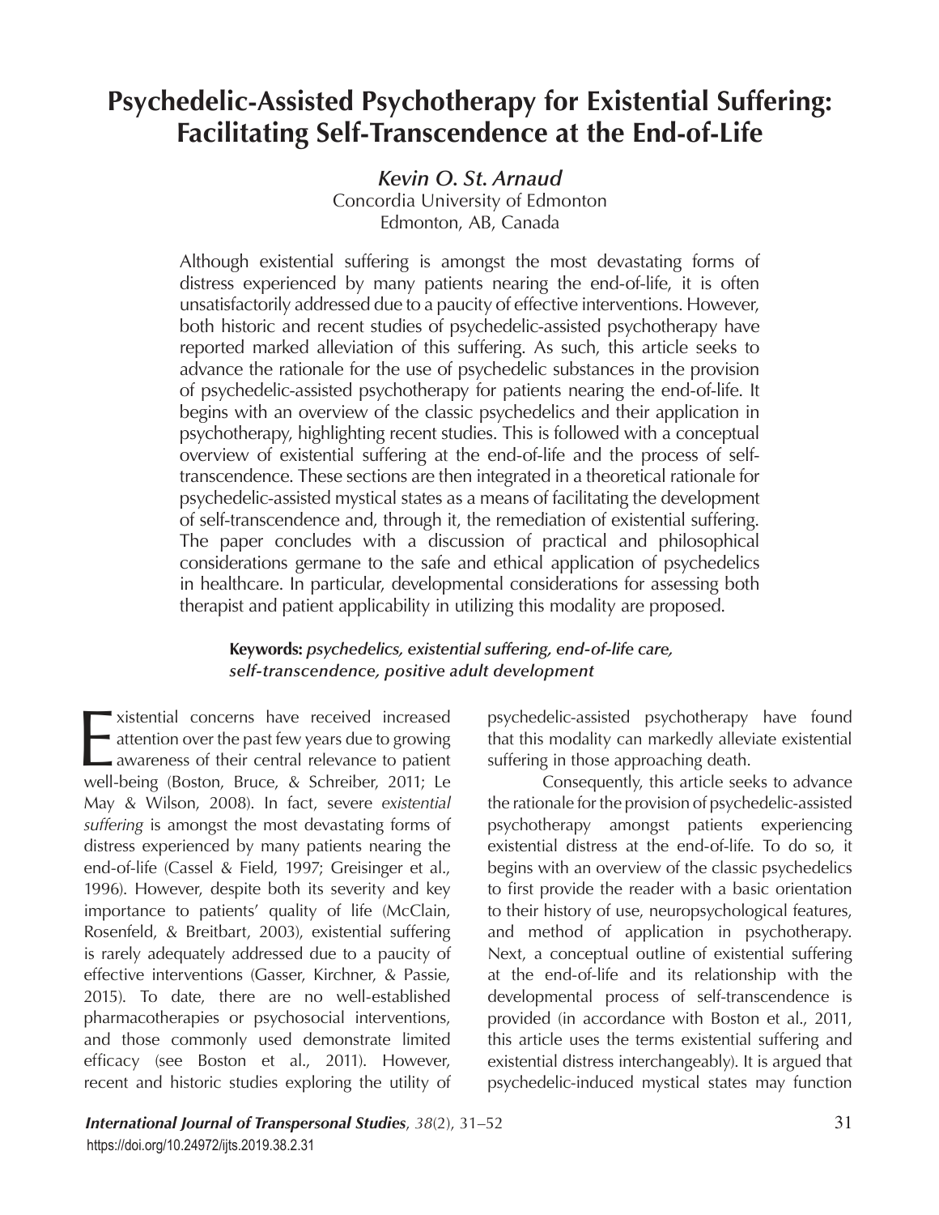# Psychedelic-Assisted Psychotherapy for Existential Suffering: Facilitating Self-Transcendence at the End-of-Life

***Kevin O. St. Arnaud***
Concordia University of Edmonton
Edmonton, AB, Canada

Although existential suffering is amongst the most devastating forms of distress experienced by many patients nearing the end-of-life, it is often unsatisfactorily addressed due to a paucity of effective interventions. However, both historic and recent studies of psychedelic-assisted psychotherapy have reported marked alleviation of this suffering. As such, this article seeks to advance the rationale for the use of psychedelic substances in the provision of psychedelic-assisted psychotherapy for patients nearing the end-of-life. It begins with an overview of the classic psychedelics and their application in psychotherapy, highlighting recent studies. This is followed with a conceptual overview of existential suffering at the end-of-life and the process of self-transcendence. These sections are then integrated in a theoretical rationale for psychedelic-assisted mystical states as a means of facilitating the development of self-transcendence and, through it, the remediation of existential suffering. The paper concludes with a discussion of practical and philosophical considerations germane to the safe and ethical application of psychedelics in healthcare. In particular, developmental considerations for assessing both therapist and patient applicability in utilizing this modality are proposed.

**Keywords:** ***psychedelics, existential suffering, end-of-life care, self-transcendence, positive adult development***

Existential concerns have received increased attention over the past few years due to growing awareness of their central relevance to patient well-being (Boston, Bruce, & Schreiber, 2011; Le May & Wilson, 2008). In fact, severe *existential suffering* is amongst the most devastating forms of distress experienced by many patients nearing the end-of-life (Cassel & Field, 1997; Greisinger et al., 1996). However, despite both its severity and key importance to patients' quality of life (McClain, Rosenfeld, & Breitbart, 2003), existential suffering is rarely adequately addressed due to a paucity of effective interventions (Gasser, Kirchner, & Passie, 2015). To date, there are no well-established pharmacotherapies or psychosocial interventions, and those commonly used demonstrate limited efficacy (see Boston et al., 2011). However, recent and historic studies exploring the utility of psychedelic-assisted psychotherapy have found that this modality can markedly alleviate existential suffering in those approaching death.

Consequently, this article seeks to advance the rationale for the provision of psychedelic-assisted psychotherapy amongst patients experiencing existential distress at the end-of-life. To do so, it begins with an overview of the classic psychedelics to first provide the reader with a basic orientation to their history of use, neuropsychological features, and method of application in psychotherapy. Next, a conceptual outline of existential suffering at the end-of-life and its relationship with the developmental process of self-transcendence is provided (in accordance with Boston et al., 2011, this article uses the terms existential suffering and existential distress interchangeably). It is argued that psychedelic-induced mystical states may function

https://doi.org/10.24972/ijts.2019.38.2.31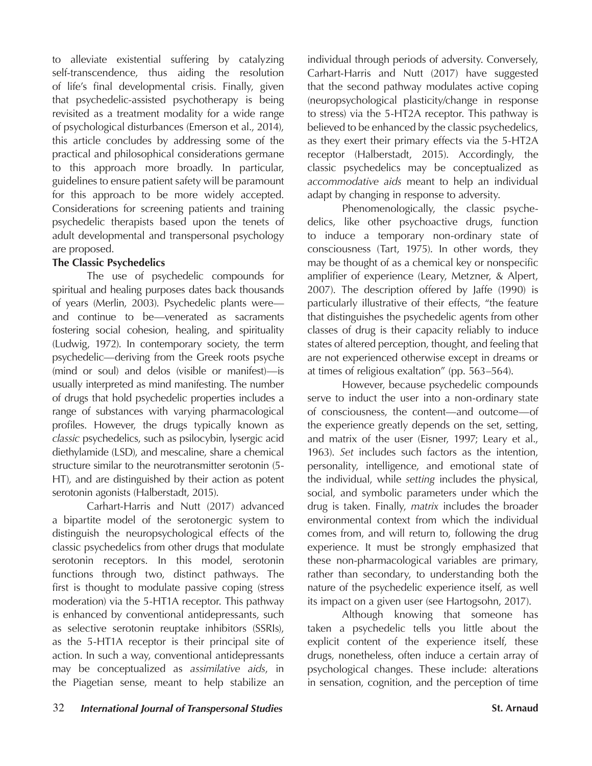to alleviate existential suffering by catalyzing self-transcendence, thus aiding the resolution of life's final developmental crisis. Finally, given that psychedelic-assisted psychotherapy is being revisited as a treatment modality for a wide range of psychological disturbances (Emerson et al., 2014), this article concludes by addressing some of the practical and philosophical considerations germane to this approach more broadly. In particular, guidelines to ensure patient safety will be paramount for this approach to be more widely accepted. Considerations for screening patients and training psychedelic therapists based upon the tenets of adult developmental and transpersonal psychology are proposed.

## The Classic Psychedelics

The use of psychedelic compounds for spiritual and healing purposes dates back thousands of years (Merlin, 2003). Psychedelic plants were—and continue to be—venerated as sacraments fostering social cohesion, healing, and spirituality (Ludwig, 1972). In contemporary society, the term psychedelic—deriving from the Greek roots psyche (mind or soul) and delos (visible or manifest)—is usually interpreted as mind manifesting. The number of drugs that hold psychedelic properties includes a range of substances with varying pharmacological profiles. However, the drugs typically known as *classic* psychedelics, such as psilocybin, lysergic acid diethylamide (LSD), and mescaline, share a chemical structure similar to the neurotransmitter serotonin (5-HT), and are distinguished by their action as potent serotonin agonists (Halberstadt, 2015).

Carhart-Harris and Nutt (2017) advanced a bipartite model of the serotonergic system to distinguish the neuropsychological effects of the classic psychedelics from other drugs that modulate serotonin receptors. In this model, serotonin functions through two, distinct pathways. The first is thought to modulate passive coping (stress moderation) via the 5-HT1A receptor. This pathway is enhanced by conventional antidepressants, such as selective serotonin reuptake inhibitors (SSRIs), as the 5-HT1A receptor is their principal site of action. In such a way, conventional antidepressants may be conceptualized as *assimilative aids*, in the Piagetian sense, meant to help stabilize an individual through periods of adversity. Conversely, Carhart-Harris and Nutt (2017) have suggested that the second pathway modulates active coping (neuropsychological plasticity/change in response to stress) via the 5-HT2A receptor. This pathway is believed to be enhanced by the classic psychedelics, as they exert their primary effects via the 5-HT2A receptor (Halberstadt, 2015). Accordingly, the classic psychedelics may be conceptualized as *accommodative aids* meant to help an individual adapt by changing in response to adversity.

Phenomenologically, the classic psychedelics, like other psychoactive drugs, function to induce a temporary non-ordinary state of consciousness (Tart, 1975). In other words, they may be thought of as a chemical key or nonspecific amplifier of experience (Leary, Metzner, & Alpert, 2007). The description offered by Jaffe (1990) is particularly illustrative of their effects, "the feature that distinguishes the psychedelic agents from other classes of drug is their capacity reliably to induce states of altered perception, thought, and feeling that are not experienced otherwise except in dreams or at times of religious exaltation" (pp. 563–564).

However, because psychedelic compounds serve to induct the user into a non-ordinary state of consciousness, the content—and outcome—of the experience greatly depends on the set, setting, and matrix of the user (Eisner, 1997; Leary et al., 1963). *Set* includes such factors as the intention, personality, intelligence, and emotional state of the individual, while *setting* includes the physical, social, and symbolic parameters under which the drug is taken. Finally, *matrix* includes the broader environmental context from which the individual comes from, and will return to, following the drug experience. It must be strongly emphasized that these non-pharmacological variables are primary, rather than secondary, to understanding both the nature of the psychedelic experience itself, as well its impact on a given user (see Hartogsohn, 2017).

Although knowing that someone has taken a psychedelic tells you little about the explicit content of the experience itself, these drugs, nonetheless, often induce a certain array of psychological changes. These include: alterations in sensation, cognition, and the perception of time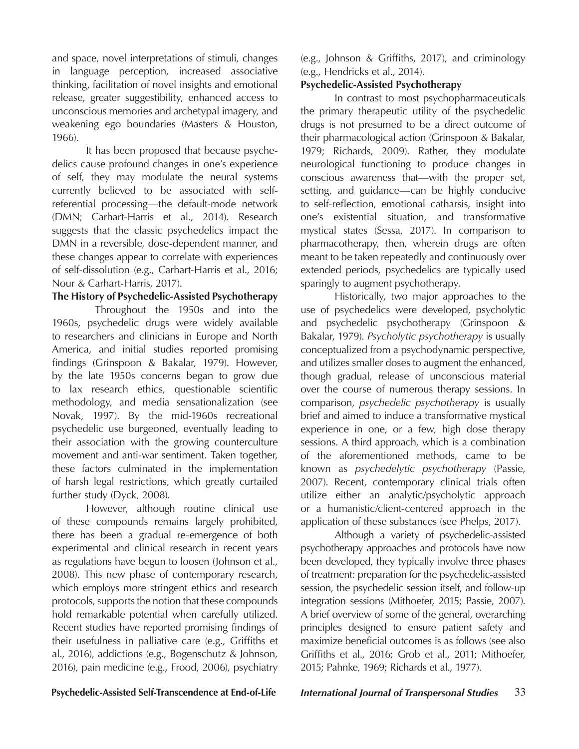and space, novel interpretations of stimuli, changes in language perception, increased associative thinking, facilitation of novel insights and emotional release, greater suggestibility, enhanced access to unconscious memories and archetypal imagery, and weakening ego boundaries (Masters & Houston, 1966).

It has been proposed that because psychedelics cause profound changes in one's experience of self, they may modulate the neural systems currently believed to be associated with self-referential processing—the default-mode network (DMN; Carhart-Harris et al., 2014). Research suggests that the classic psychedelics impact the DMN in a reversible, dose-dependent manner, and these changes appear to correlate with experiences of self-dissolution (e.g., Carhart-Harris et al., 2016; Nour & Carhart-Harris, 2017).

**The History of Psychedelic-Assisted Psychotherapy**

Throughout the 1950s and into the 1960s, psychedelic drugs were widely available to researchers and clinicians in Europe and North America, and initial studies reported promising findings (Grinspoon & Bakalar, 1979). However, by the late 1950s concerns began to grow due to lax research ethics, questionable scientific methodology, and media sensationalization (see Novak, 1997). By the mid-1960s recreational psychedelic use burgeoned, eventually leading to their association with the growing counterculture movement and anti-war sentiment. Taken together, these factors culminated in the implementation of harsh legal restrictions, which greatly curtailed further study (Dyck, 2008).

However, although routine clinical use of these compounds remains largely prohibited, there has been a gradual re-emergence of both experimental and clinical research in recent years as regulations have begun to loosen (Johnson et al., 2008). This new phase of contemporary research, which employs more stringent ethics and research protocols, supports the notion that these compounds hold remarkable potential when carefully utilized. Recent studies have reported promising findings of their usefulness in palliative care (e.g., Griffiths et al., 2016), addictions (e.g., Bogenschutz & Johnson, 2016), pain medicine (e.g., Frood, 2006), psychiatry (e.g., Johnson & Griffiths, 2017), and criminology (e.g., Hendricks et al., 2014).

**Psychedelic-Assisted Psychotherapy**

In contrast to most psychopharmaceuticals the primary therapeutic utility of the psychedelic drugs is not presumed to be a direct outcome of their pharmacological action (Grinspoon & Bakalar, 1979; Richards, 2009). Rather, they modulate neurological functioning to produce changes in conscious awareness that—with the proper set, setting, and guidance—can be highly conducive to self-reflection, emotional catharsis, insight into one's existential situation, and transformative mystical states (Sessa, 2017). In comparison to pharmacotherapy, then, wherein drugs are often meant to be taken repeatedly and continuously over extended periods, psychedelics are typically used sparingly to augment psychotherapy.

Historically, two major approaches to the use of psychedelics were developed, psycholytic and psychedelic psychotherapy (Grinspoon & Bakalar, 1979). *Psycholytic psychotherapy* is usually conceptualized from a psychodynamic perspective, and utilizes smaller doses to augment the enhanced, though gradual, release of unconscious material over the course of numerous therapy sessions. In comparison, *psychedelic psychotherapy* is usually brief and aimed to induce a transformative mystical experience in one, or a few, high dose therapy sessions. A third approach, which is a combination of the aforementioned methods, came to be known as *psychedelytic psychotherapy* (Passie, 2007). Recent, contemporary clinical trials often utilize either an analytic/psycholytic approach or a humanistic/client-centered approach in the application of these substances (see Phelps, 2017).

Although a variety of psychedelic-assisted psychotherapy approaches and protocols have now been developed, they typically involve three phases of treatment: preparation for the psychedelic-assisted session, the psychedelic session itself, and follow-up integration sessions (Mithoefer, 2015; Passie, 2007). A brief overview of some of the general, overarching principles designed to ensure patient safety and maximize beneficial outcomes is as follows (see also Griffiths et al., 2016; Grob et al., 2011; Mithoefer, 2015; Pahnke, 1969; Richards et al., 1977).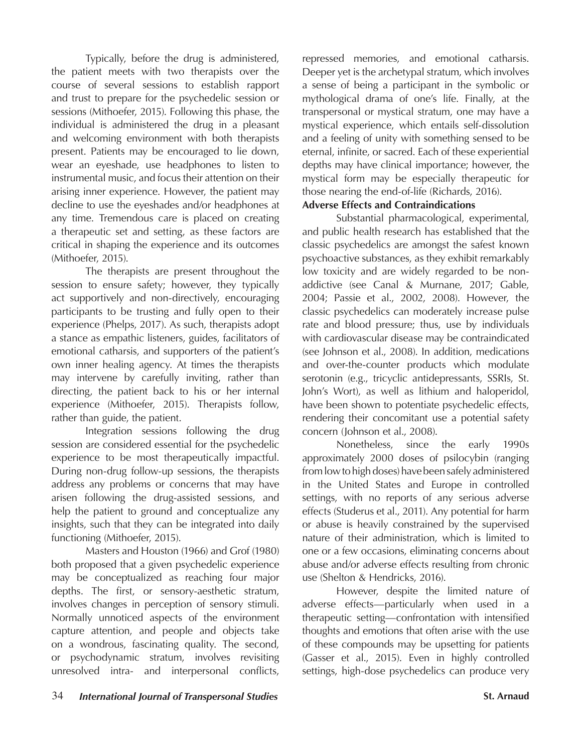Typically, before the drug is administered, the patient meets with two therapists over the course of several sessions to establish rapport and trust to prepare for the psychedelic session or sessions (Mithoefer, 2015). Following this phase, the individual is administered the drug in a pleasant and welcoming environment with both therapists present. Patients may be encouraged to lie down, wear an eyeshade, use headphones to listen to instrumental music, and focus their attention on their arising inner experience. However, the patient may decline to use the eyeshades and/or headphones at any time. Tremendous care is placed on creating a therapeutic set and setting, as these factors are critical in shaping the experience and its outcomes (Mithoefer, 2015).

The therapists are present throughout the session to ensure safety; however, they typically act supportively and non-directively, encouraging participants to be trusting and fully open to their experience (Phelps, 2017). As such, therapists adopt a stance as empathic listeners, guides, facilitators of emotional catharsis, and supporters of the patient's own inner healing agency. At times the therapists may intervene by carefully inviting, rather than directing, the patient back to his or her internal experience (Mithoefer, 2015). Therapists follow, rather than guide, the patient.

Integration sessions following the drug session are considered essential for the psychedelic experience to be most therapeutically impactful. During non-drug follow-up sessions, the therapists address any problems or concerns that may have arisen following the drug-assisted sessions, and help the patient to ground and conceptualize any insights, such that they can be integrated into daily functioning (Mithoefer, 2015).

Masters and Houston (1966) and Grof (1980) both proposed that a given psychedelic experience may be conceptualized as reaching four major depths. The first, or sensory-aesthetic stratum, involves changes in perception of sensory stimuli. Normally unnoticed aspects of the environment capture attention, and people and objects take on a wondrous, fascinating quality. The second, or psychodynamic stratum, involves revisiting unresolved intra- and interpersonal conflicts, repressed memories, and emotional catharsis. Deeper yet is the archetypal stratum, which involves a sense of being a participant in the symbolic or mythological drama of one's life. Finally, at the transpersonal or mystical stratum, one may have a mystical experience, which entails self-dissolution and a feeling of unity with something sensed to be eternal, infinite, or sacred. Each of these experiential depths may have clinical importance; however, the mystical form may be especially therapeutic for those nearing the end-of-life (Richards, 2016).

**Adverse Effects and Contraindications**

Substantial pharmacological, experimental, and public health research has established that the classic psychedelics are amongst the safest known psychoactive substances, as they exhibit remarkably low toxicity and are widely regarded to be non-addictive (see Canal & Murnane, 2017; Gable, 2004; Passie et al., 2002, 2008). However, the classic psychedelics can moderately increase pulse rate and blood pressure; thus, use by individuals with cardiovascular disease may be contraindicated (see Johnson et al., 2008). In addition, medications and over-the-counter products which modulate serotonin (e.g., tricyclic antidepressants, SSRIs, St. John's Wort), as well as lithium and haloperidol, have been shown to potentiate psychedelic effects, rendering their concomitant use a potential safety concern (Johnson et al., 2008).

Nonetheless, since the early 1990s approximately 2000 doses of psilocybin (ranging from low to high doses) have been safely administered in the United States and Europe in controlled settings, with no reports of any serious adverse effects (Studerus et al., 2011). Any potential for harm or abuse is heavily constrained by the supervised nature of their administration, which is limited to one or a few occasions, eliminating concerns about abuse and/or adverse effects resulting from chronic use (Shelton & Hendricks, 2016).

However, despite the limited nature of adverse effects—particularly when used in a therapeutic setting—confrontation with intensified thoughts and emotions that often arise with the use of these compounds may be upsetting for patients (Gasser et al., 2015). Even in highly controlled settings, high-dose psychedelics can produce very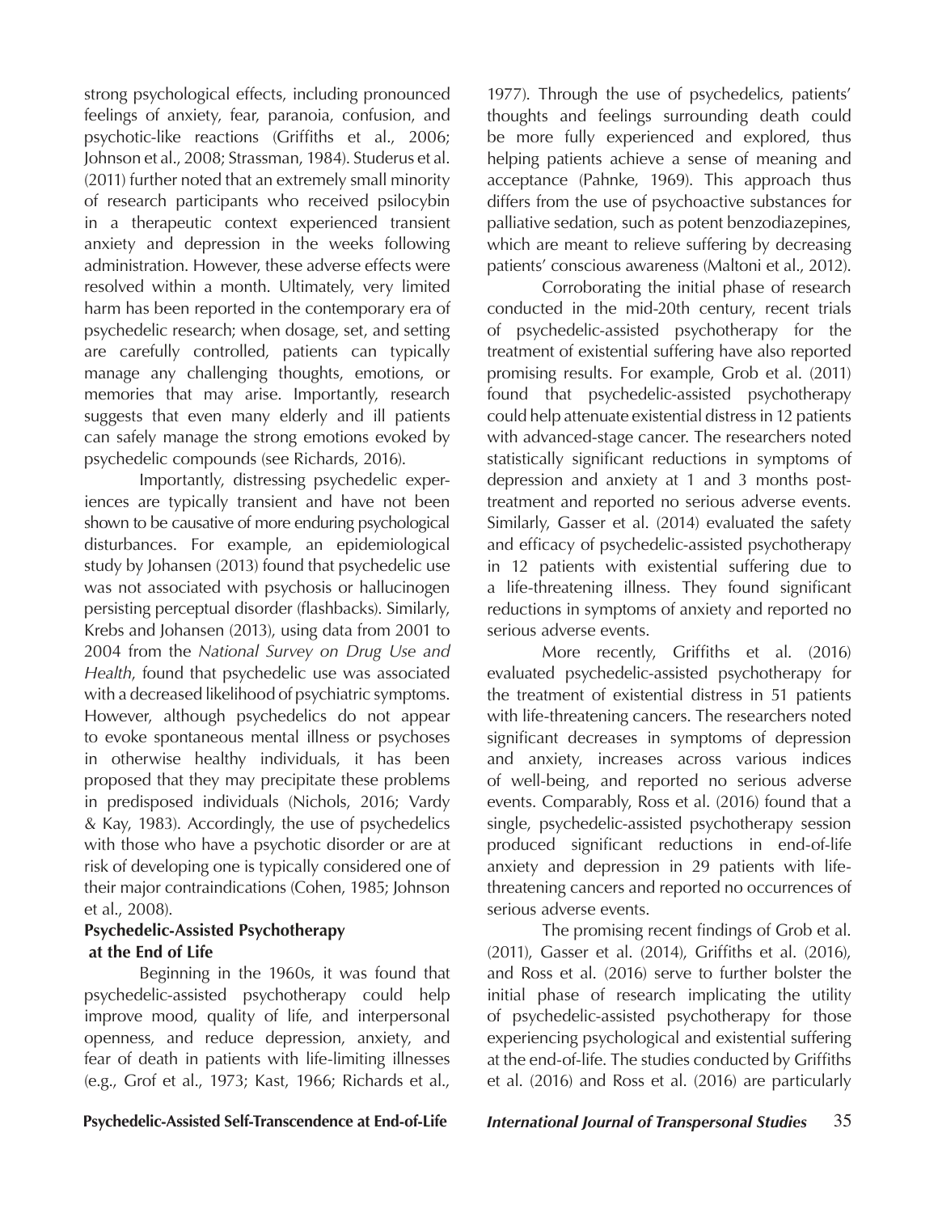strong psychological effects, including pronounced feelings of anxiety, fear, paranoia, confusion, and psychotic-like reactions (Griffiths et al., 2006; Johnson et al., 2008; Strassman, 1984). Studerus et al. (2011) further noted that an extremely small minority of research participants who received psilocybin in a therapeutic context experienced transient anxiety and depression in the weeks following administration. However, these adverse effects were resolved within a month. Ultimately, very limited harm has been reported in the contemporary era of psychedelic research; when dosage, set, and setting are carefully controlled, patients can typically manage any challenging thoughts, emotions, or memories that may arise. Importantly, research suggests that even many elderly and ill patients can safely manage the strong emotions evoked by psychedelic compounds (see Richards, 2016).

Importantly, distressing psychedelic experiences are typically transient and have not been shown to be causative of more enduring psychological disturbances. For example, an epidemiological study by Johansen (2013) found that psychedelic use was not associated with psychosis or hallucinogen persisting perceptual disorder (flashbacks). Similarly, Krebs and Johansen (2013), using data from 2001 to 2004 from the *National Survey on Drug Use and Health*, found that psychedelic use was associated with a decreased likelihood of psychiatric symptoms. However, although psychedelics do not appear to evoke spontaneous mental illness or psychoses in otherwise healthy individuals, it has been proposed that they may precipitate these problems in predisposed individuals (Nichols, 2016; Vardy & Kay, 1983). Accordingly, the use of psychedelics with those who have a psychotic disorder or are at risk of developing one is typically considered one of their major contraindications (Cohen, 1985; Johnson et al., 2008).

**Psychedelic-Assisted Psychotherapy at the End of Life**

Beginning in the 1960s, it was found that psychedelic-assisted psychotherapy could help improve mood, quality of life, and interpersonal openness, and reduce depression, anxiety, and fear of death in patients with life-limiting illnesses (e.g., Grof et al., 1973; Kast, 1966; Richards et al., 1977). Through the use of psychedelics, patients' thoughts and feelings surrounding death could be more fully experienced and explored, thus helping patients achieve a sense of meaning and acceptance (Pahnke, 1969). This approach thus differs from the use of psychoactive substances for palliative sedation, such as potent benzodiazepines, which are meant to relieve suffering by decreasing patients' conscious awareness (Maltoni et al., 2012).

Corroborating the initial phase of research conducted in the mid-20th century, recent trials of psychedelic-assisted psychotherapy for the treatment of existential suffering have also reported promising results. For example, Grob et al. (2011) found that psychedelic-assisted psychotherapy could help attenuate existential distress in 12 patients with advanced-stage cancer. The researchers noted statistically significant reductions in symptoms of depression and anxiety at 1 and 3 months post-treatment and reported no serious adverse events. Similarly, Gasser et al. (2014) evaluated the safety and efficacy of psychedelic-assisted psychotherapy in 12 patients with existential suffering due to a life-threatening illness. They found significant reductions in symptoms of anxiety and reported no serious adverse events.

More recently, Griffiths et al. (2016) evaluated psychedelic-assisted psychotherapy for the treatment of existential distress in 51 patients with life-threatening cancers. The researchers noted significant decreases in symptoms of depression and anxiety, increases across various indices of well-being, and reported no serious adverse events. Comparably, Ross et al. (2016) found that a single, psychedelic-assisted psychotherapy session produced significant reductions in end-of-life anxiety and depression in 29 patients with life-threatening cancers and reported no occurrences of serious adverse events.

The promising recent findings of Grob et al. (2011), Gasser et al. (2014), Griffiths et al. (2016), and Ross et al. (2016) serve to further bolster the initial phase of research implicating the utility of psychedelic-assisted psychotherapy for those experiencing psychological and existential suffering at the end-of-life. The studies conducted by Griffiths et al. (2016) and Ross et al. (2016) are particularly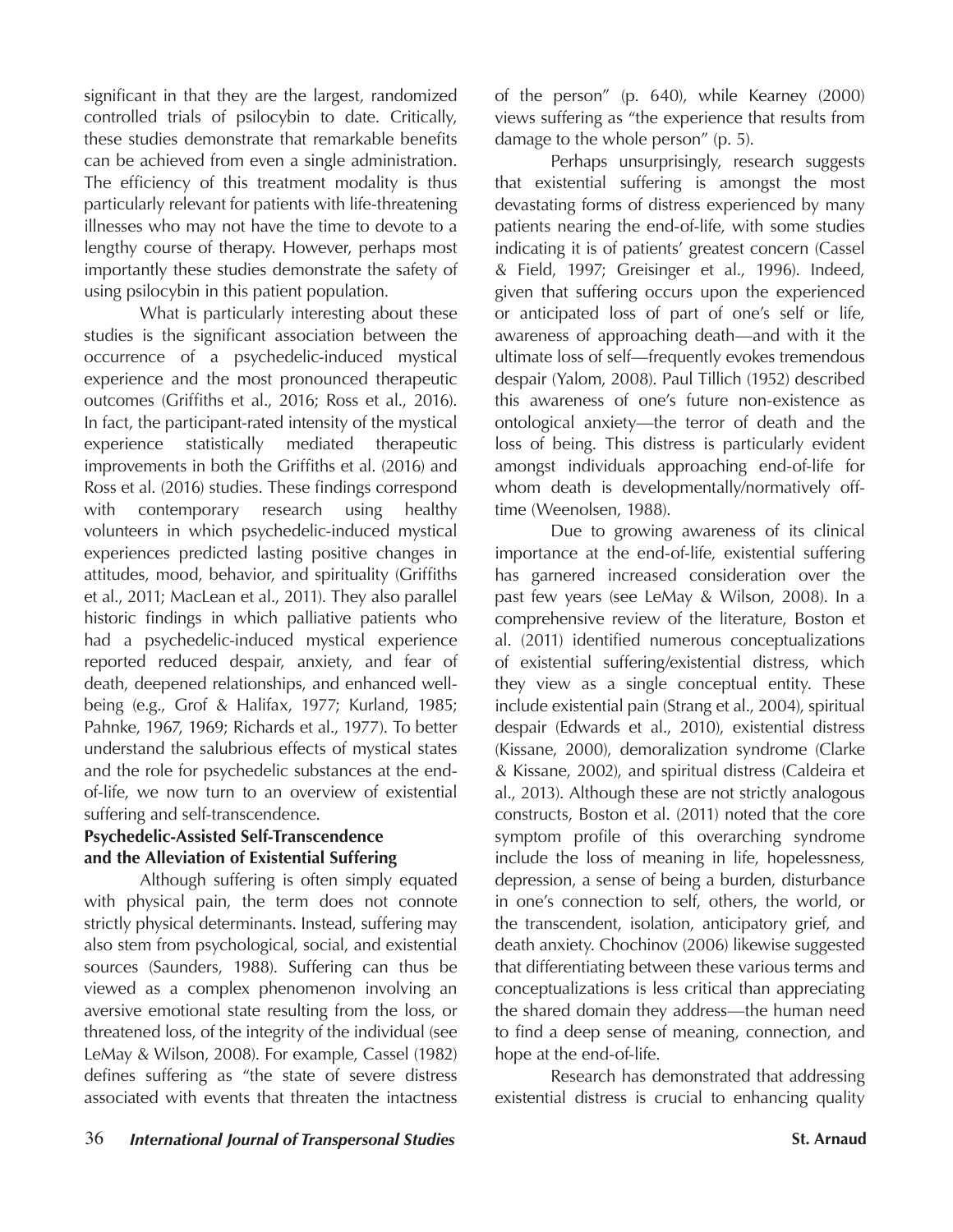significant in that they are the largest, randomized controlled trials of psilocybin to date. Critically, these studies demonstrate that remarkable benefits can be achieved from even a single administration. The efficiency of this treatment modality is thus particularly relevant for patients with life-threatening illnesses who may not have the time to devote to a lengthy course of therapy. However, perhaps most importantly these studies demonstrate the safety of using psilocybin in this patient population.

What is particularly interesting about these studies is the significant association between the occurrence of a psychedelic-induced mystical experience and the most pronounced therapeutic outcomes (Griffiths et al., 2016; Ross et al., 2016). In fact, the participant-rated intensity of the mystical experience statistically mediated therapeutic improvements in both the Griffiths et al. (2016) and Ross et al. (2016) studies. These findings correspond with contemporary research using healthy volunteers in which psychedelic-induced mystical experiences predicted lasting positive changes in attitudes, mood, behavior, and spirituality (Griffiths et al., 2011; MacLean et al., 2011). They also parallel historic findings in which palliative patients who had a psychedelic-induced mystical experience reported reduced despair, anxiety, and fear of death, deepened relationships, and enhanced well-being (e.g., Grof & Halifax, 1977; Kurland, 1985; Pahnke, 1967, 1969; Richards et al., 1977). To better understand the salubrious effects of mystical states and the role for psychedelic substances at the end-of-life, we now turn to an overview of existential suffering and self-transcendence.

## Psychedelic-Assisted Self-Transcendence and the Alleviation of Existential Suffering

Although suffering is often simply equated with physical pain, the term does not connote strictly physical determinants. Instead, suffering may also stem from psychological, social, and existential sources (Saunders, 1988). Suffering can thus be viewed as a complex phenomenon involving an aversive emotional state resulting from the loss, or threatened loss, of the integrity of the individual (see LeMay & Wilson, 2008). For example, Cassel (1982) defines suffering as "the state of severe distress associated with events that threaten the intactness of the person" (p. 640), while Kearney (2000) views suffering as "the experience that results from damage to the whole person" (p. 5).

Perhaps unsurprisingly, research suggests that existential suffering is amongst the most devastating forms of distress experienced by many patients nearing the end-of-life, with some studies indicating it is of patients' greatest concern (Cassel & Field, 1997; Greisinger et al., 1996). Indeed, given that suffering occurs upon the experienced or anticipated loss of part of one's self or life, awareness of approaching death—and with it the ultimate loss of self—frequently evokes tremendous despair (Yalom, 2008). Paul Tillich (1952) described this awareness of one's future non-existence as ontological anxiety—the terror of death and the loss of being. This distress is particularly evident amongst individuals approaching end-of-life for whom death is developmentally/normatively off-time (Weenolsen, 1988).

Due to growing awareness of its clinical importance at the end-of-life, existential suffering has garnered increased consideration over the past few years (see LeMay & Wilson, 2008). In a comprehensive review of the literature, Boston et al. (2011) identified numerous conceptualizations of existential suffering/existential distress, which they view as a single conceptual entity. These include existential pain (Strang et al., 2004), spiritual despair (Edwards et al., 2010), existential distress (Kissane, 2000), demoralization syndrome (Clarke & Kissane, 2002), and spiritual distress (Caldeira et al., 2013). Although these are not strictly analogous constructs, Boston et al. (2011) noted that the core symptom profile of this overarching syndrome include the loss of meaning in life, hopelessness, depression, a sense of being a burden, disturbance in one's connection to self, others, the world, or the transcendent, isolation, anticipatory grief, and death anxiety. Chochinov (2006) likewise suggested that differentiating between these various terms and conceptualizations is less critical than appreciating the shared domain they address—the human need to find a deep sense of meaning, connection, and hope at the end-of-life.

Research has demonstrated that addressing existential distress is crucial to enhancing quality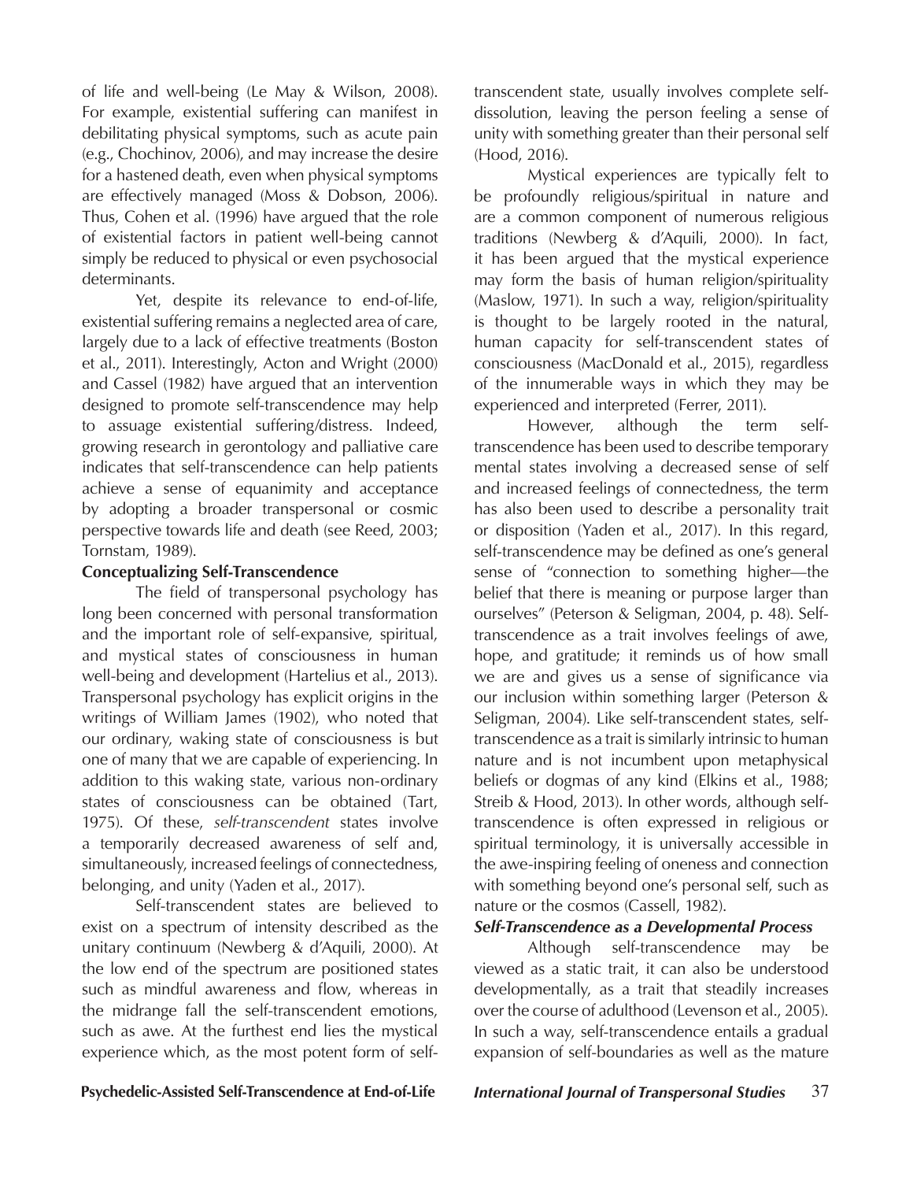of life and well-being (Le May & Wilson, 2008). For example, existential suffering can manifest in debilitating physical symptoms, such as acute pain (e.g., Chochinov, 2006), and may increase the desire for a hastened death, even when physical symptoms are effectively managed (Moss & Dobson, 2006). Thus, Cohen et al. (1996) have argued that the role of existential factors in patient well-being cannot simply be reduced to physical or even psychosocial determinants.

Yet, despite its relevance to end-of-life, existential suffering remains a neglected area of care, largely due to a lack of effective treatments (Boston et al., 2011). Interestingly, Acton and Wright (2000) and Cassel (1982) have argued that an intervention designed to promote self-transcendence may help to assuage existential suffering/distress. Indeed, growing research in gerontology and palliative care indicates that self-transcendence can help patients achieve a sense of equanimity and acceptance by adopting a broader transpersonal or cosmic perspective towards life and death (see Reed, 2003; Tornstam, 1989).

**Conceptualizing Self-Transcendence**

The field of transpersonal psychology has long been concerned with personal transformation and the important role of self-expansive, spiritual, and mystical states of consciousness in human well-being and development (Hartelius et al., 2013). Transpersonal psychology has explicit origins in the writings of William James (1902), who noted that our ordinary, waking state of consciousness is but one of many that we are capable of experiencing. In addition to this waking state, various non-ordinary states of consciousness can be obtained (Tart, 1975). Of these, *self-transcendent* states involve a temporarily decreased awareness of self and, simultaneously, increased feelings of connectedness, belonging, and unity (Yaden et al., 2017).

Self-transcendent states are believed to exist on a spectrum of intensity described as the unitary continuum (Newberg & d'Aquili, 2000). At the low end of the spectrum are positioned states such as mindful awareness and flow, whereas in the midrange fall the self-transcendent emotions, such as awe. At the furthest end lies the mystical experience which, as the most potent form of self-transcendent state, usually involves complete self-dissolution, leaving the person feeling a sense of unity with something greater than their personal self (Hood, 2016).

Mystical experiences are typically felt to be profoundly religious/spiritual in nature and are a common component of numerous religious traditions (Newberg & d'Aquili, 2000). In fact, it has been argued that the mystical experience may form the basis of human religion/spirituality (Maslow, 1971). In such a way, religion/spirituality is thought to be largely rooted in the natural, human capacity for self-transcendent states of consciousness (MacDonald et al., 2015), regardless of the innumerable ways in which they may be experienced and interpreted (Ferrer, 2011).

However, although the term self-transcendence has been used to describe temporary mental states involving a decreased sense of self and increased feelings of connectedness, the term has also been used to describe a personality trait or disposition (Yaden et al., 2017). In this regard, self-transcendence may be defined as one's general sense of "connection to something higher—the belief that there is meaning or purpose larger than ourselves" (Peterson & Seligman, 2004, p. 48). Self-transcendence as a trait involves feelings of awe, hope, and gratitude; it reminds us of how small we are and gives us a sense of significance via our inclusion within something larger (Peterson & Seligman, 2004). Like self-transcendent states, self-transcendence as a trait is similarly intrinsic to human nature and is not incumbent upon metaphysical beliefs or dogmas of any kind (Elkins et al., 1988; Streib & Hood, 2013). In other words, although self-transcendence is often expressed in religious or spiritual terminology, it is universally accessible in the awe-inspiring feeling of oneness and connection with something beyond one's personal self, such as nature or the cosmos (Cassell, 1982).

***Self-Transcendence as a Developmental Process***

Although self-transcendence may be viewed as a static trait, it can also be understood developmentally, as a trait that steadily increases over the course of adulthood (Levenson et al., 2005). In such a way, self-transcendence entails a gradual expansion of self-boundaries as well as the mature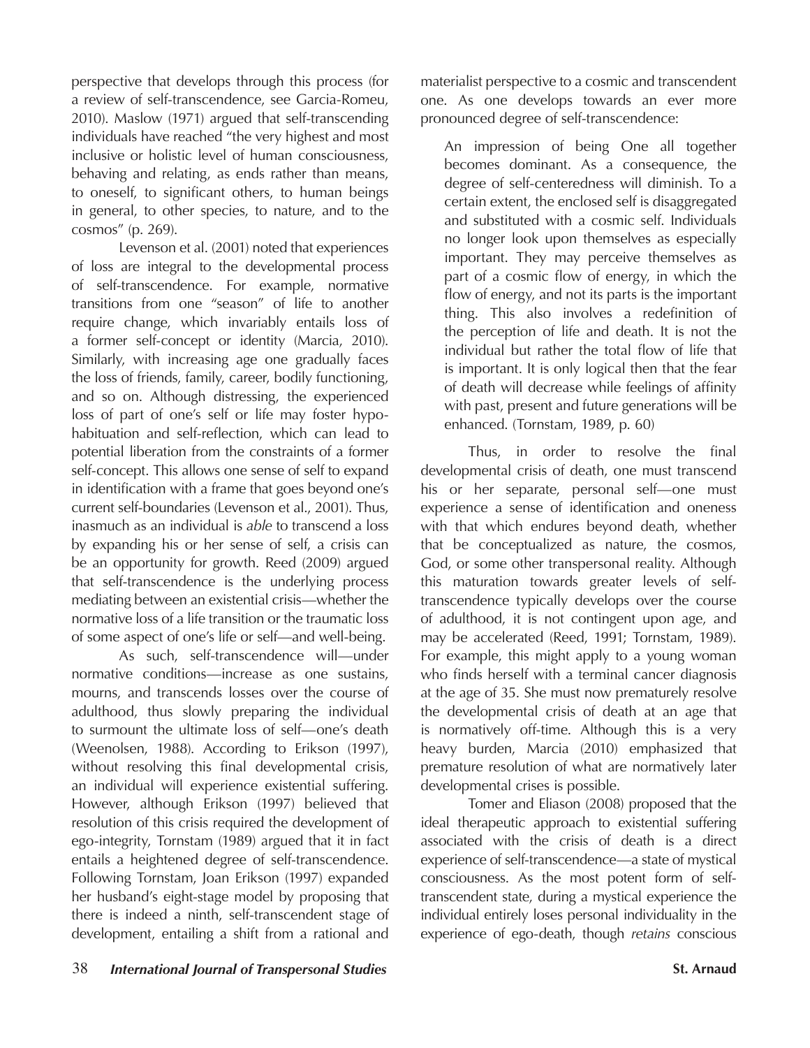perspective that develops through this process (for a review of self-transcendence, see Garcia-Romeu, 2010). Maslow (1971) argued that self-transcending individuals have reached "the very highest and most inclusive or holistic level of human consciousness, behaving and relating, as ends rather than means, to oneself, to significant others, to human beings in general, to other species, to nature, and to the cosmos" (p. 269).

Levenson et al. (2001) noted that experiences of loss are integral to the developmental process of self-transcendence. For example, normative transitions from one "season" of life to another require change, which invariably entails loss of a former self-concept or identity (Marcia, 2010). Similarly, with increasing age one gradually faces the loss of friends, family, career, bodily functioning, and so on. Although distressing, the experienced loss of part of one's self or life may foster hypo-habituation and self-reflection, which can lead to potential liberation from the constraints of a former self-concept. This allows one sense of self to expand in identification with a frame that goes beyond one's current self-boundaries (Levenson et al., 2001). Thus, inasmuch as an individual is *able* to transcend a loss by expanding his or her sense of self, a crisis can be an opportunity for growth. Reed (2009) argued that self-transcendence is the underlying process mediating between an existential crisis—whether the normative loss of a life transition or the traumatic loss of some aspect of one's life or self—and well-being.

As such, self-transcendence will—under normative conditions—increase as one sustains, mourns, and transcends losses over the course of adulthood, thus slowly preparing the individual to surmount the ultimate loss of self—one's death (Weenolsen, 1988). According to Erikson (1997), without resolving this final developmental crisis, an individual will experience existential suffering. However, although Erikson (1997) believed that resolution of this crisis required the development of ego-integrity, Tornstam (1989) argued that it in fact entails a heightened degree of self-transcendence. Following Tornstam, Joan Erikson (1997) expanded her husband's eight-stage model by proposing that there is indeed a ninth, self-transcendent stage of development, entailing a shift from a rational and materialist perspective to a cosmic and transcendent one. As one develops towards an ever more pronounced degree of self-transcendence:

> An impression of being One all together becomes dominant. As a consequence, the degree of self-centeredness will diminish. To a certain extent, the enclosed self is disaggregated and substituted with a cosmic self. Individuals no longer look upon themselves as especially important. They may perceive themselves as part of a cosmic flow of energy, in which the flow of energy, and not its parts is the important thing. This also involves a redefinition of the perception of life and death. It is not the individual but rather the total flow of life that is important. It is only logical then that the fear of death will decrease while feelings of affinity with past, present and future generations will be enhanced. (Tornstam, 1989, p. 60)

Thus, in order to resolve the final developmental crisis of death, one must transcend his or her separate, personal self—one must experience a sense of identification and oneness with that which endures beyond death, whether that be conceptualized as nature, the cosmos, God, or some other transpersonal reality. Although this maturation towards greater levels of self-transcendence typically develops over the course of adulthood, it is not contingent upon age, and may be accelerated (Reed, 1991; Tornstam, 1989). For example, this might apply to a young woman who finds herself with a terminal cancer diagnosis at the age of 35. She must now prematurely resolve the developmental crisis of death at an age that is normatively off-time. Although this is a very heavy burden, Marcia (2010) emphasized that premature resolution of what are normatively later developmental crises is possible.

Tomer and Eliason (2008) proposed that the ideal therapeutic approach to existential suffering associated with the crisis of death is a direct experience of self-transcendence—a state of mystical consciousness. As the most potent form of self-transcendent state, during a mystical experience the individual entirely loses personal individuality in the experience of ego-death, though *retains* conscious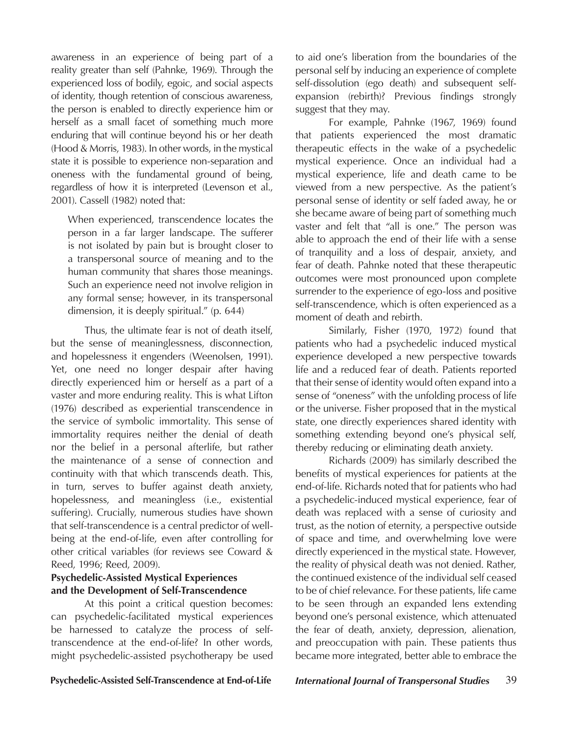awareness in an experience of being part of a reality greater than self (Pahnke, 1969). Through the experienced loss of bodily, egoic, and social aspects of identity, though retention of conscious awareness, the person is enabled to directly experience him or herself as a small facet of something much more enduring that will continue beyond his or her death (Hood & Morris, 1983). In other words, in the mystical state it is possible to experience non-separation and oneness with the fundamental ground of being, regardless of how it is interpreted (Levenson et al., 2001). Cassell (1982) noted that:

> When experienced, transcendence locates the person in a far larger landscape. The sufferer is not isolated by pain but is brought closer to a transpersonal source of meaning and to the human community that shares those meanings. Such an experience need not involve religion in any formal sense; however, in its transpersonal dimension, it is deeply spiritual." (p. 644)

Thus, the ultimate fear is not of death itself, but the sense of meaninglessness, disconnection, and hopelessness it engenders (Weenolsen, 1991). Yet, one need no longer despair after having directly experienced him or herself as a part of a vaster and more enduring reality. This is what Lifton (1976) described as experiential transcendence in the service of symbolic immortality. This sense of immortality requires neither the denial of death nor the belief in a personal afterlife, but rather the maintenance of a sense of connection and continuity with that which transcends death. This, in turn, serves to buffer against death anxiety, hopelessness, and meaningless (i.e., existential suffering). Crucially, numerous studies have shown that self-transcendence is a central predictor of well-being at the end-of-life, even after controlling for other critical variables (for reviews see Coward & Reed, 1996; Reed, 2009).

### Psychedelic-Assisted Mystical Experiences and the Development of Self-Transcendence

At this point a critical question becomes: can psychedelic-facilitated mystical experiences be harnessed to catalyze the process of self-transcendence at the end-of-life? In other words, might psychedelic-assisted psychotherapy be used to aid one's liberation from the boundaries of the personal self by inducing an experience of complete self-dissolution (ego death) and subsequent self-expansion (rebirth)? Previous findings strongly suggest that they may.

For example, Pahnke (1967, 1969) found that patients experienced the most dramatic therapeutic effects in the wake of a psychedelic mystical experience. Once an individual had a mystical experience, life and death came to be viewed from a new perspective. As the patient's personal sense of identity or self faded away, he or she became aware of being part of something much vaster and felt that "all is one." The person was able to approach the end of their life with a sense of tranquility and a loss of despair, anxiety, and fear of death. Pahnke noted that these therapeutic outcomes were most pronounced upon complete surrender to the experience of ego-loss and positive self-transcendence, which is often experienced as a moment of death and rebirth.

Similarly, Fisher (1970, 1972) found that patients who had a psychedelic induced mystical experience developed a new perspective towards life and a reduced fear of death. Patients reported that their sense of identity would often expand into a sense of "oneness" with the unfolding process of life or the universe. Fisher proposed that in the mystical state, one directly experiences shared identity with something extending beyond one's physical self, thereby reducing or eliminating death anxiety.

Richards (2009) has similarly described the benefits of mystical experiences for patients at the end-of-life. Richards noted that for patients who had a psychedelic-induced mystical experience, fear of death was replaced with a sense of curiosity and trust, as the notion of eternity, a perspective outside of space and time, and overwhelming love were directly experienced in the mystical state. However, the reality of physical death was not denied. Rather, the continued existence of the individual self ceased to be of chief relevance. For these patients, life came to be seen through an expanded lens extending beyond one's personal existence, which attenuated the fear of death, anxiety, depression, alienation, and preoccupation with pain. These patients thus became more integrated, better able to embrace the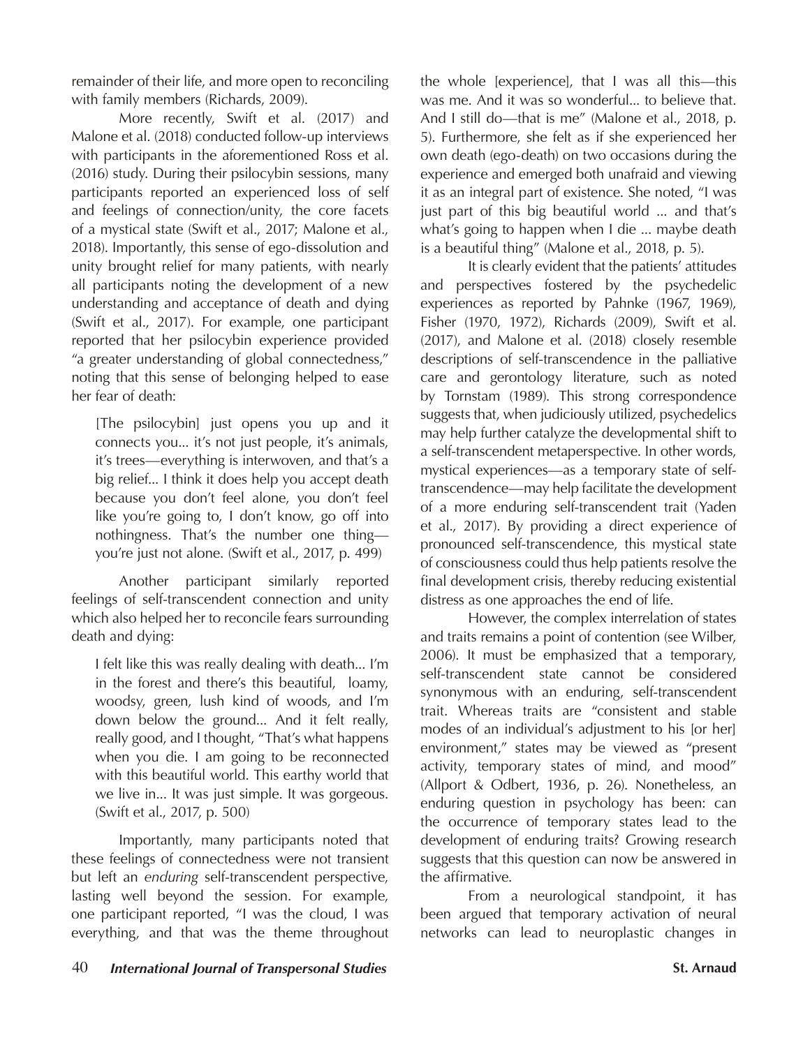remainder of their life, and more open to reconciling with family members (Richards, 2009).

More recently, Swift et al. (2017) and Malone et al. (2018) conducted follow-up interviews with participants in the aforementioned Ross et al. (2016) study. During their psilocybin sessions, many participants reported an experienced loss of self and feelings of connection/unity, the core facets of a mystical state (Swift et al., 2017; Malone et al., 2018). Importantly, this sense of ego-dissolution and unity brought relief for many patients, with nearly all participants noting the development of a new understanding and acceptance of death and dying (Swift et al., 2017). For example, one participant reported that her psilocybin experience provided "a greater understanding of global connectedness," noting that this sense of belonging helped to ease her fear of death:

> [The psilocybin] just opens you up and it connects you... it's not just people, it's animals, it's trees—everything is interwoven, and that's a big relief... I think it does help you accept death because you don't feel alone, you don't feel like you're going to, I don't know, go off into nothingness. That's the number one thing—you're just not alone. (Swift et al., 2017, p. 499)

Another participant similarly reported feelings of self-transcendent connection and unity which also helped her to reconcile fears surrounding death and dying:

> I felt like this was really dealing with death... I'm in the forest and there's this beautiful, loamy, woodsy, green, lush kind of woods, and I'm down below the ground... And it felt really, really good, and I thought, "That's what happens when you die. I am going to be reconnected with this beautiful world. This earthy world that we live in... It was just simple. It was gorgeous. (Swift et al., 2017, p. 500)

Importantly, many participants noted that these feelings of connectedness were not transient but left an *enduring* self-transcendent perspective, lasting well beyond the session. For example, one participant reported, "I was the cloud, I was everything, and that was the theme throughout the whole [experience], that I was all this—this was me. And it was so wonderful... to believe that. And I still do—that is me" (Malone et al., 2018, p. 5). Furthermore, she felt as if she experienced her own death (ego-death) on two occasions during the experience and emerged both unafraid and viewing it as an integral part of existence. She noted, "I was just part of this big beautiful world ... and that's what's going to happen when I die ... maybe death is a beautiful thing" (Malone et al., 2018, p. 5).

It is clearly evident that the patients' attitudes and perspectives fostered by the psychedelic experiences as reported by Pahnke (1967, 1969), Fisher (1970, 1972), Richards (2009), Swift et al. (2017), and Malone et al. (2018) closely resemble descriptions of self-transcendence in the palliative care and gerontology literature, such as noted by Tornstam (1989). This strong correspondence suggests that, when judiciously utilized, psychedelics may help further catalyze the developmental shift to a self-transcendent metaperspective. In other words, mystical experiences—as a temporary state of self-transcendence—may help facilitate the development of a more enduring self-transcendent trait (Yaden et al., 2017). By providing a direct experience of pronounced self-transcendence, this mystical state of consciousness could thus help patients resolve the final development crisis, thereby reducing existential distress as one approaches the end of life.

However, the complex interrelation of states and traits remains a point of contention (see Wilber, 2006). It must be emphasized that a temporary, self-transcendent state cannot be considered synonymous with an enduring, self-transcendent trait. Whereas traits are "consistent and stable modes of an individual's adjustment to his [or her] environment," states may be viewed as "present activity, temporary states of mind, and mood" (Allport & Odbert, 1936, p. 26). Nonetheless, an enduring question in psychology has been: can the occurrence of temporary states lead to the development of enduring traits? Growing research suggests that this question can now be answered in the affirmative.

From a neurological standpoint, it has been argued that temporary activation of neural networks can lead to neuroplastic changes in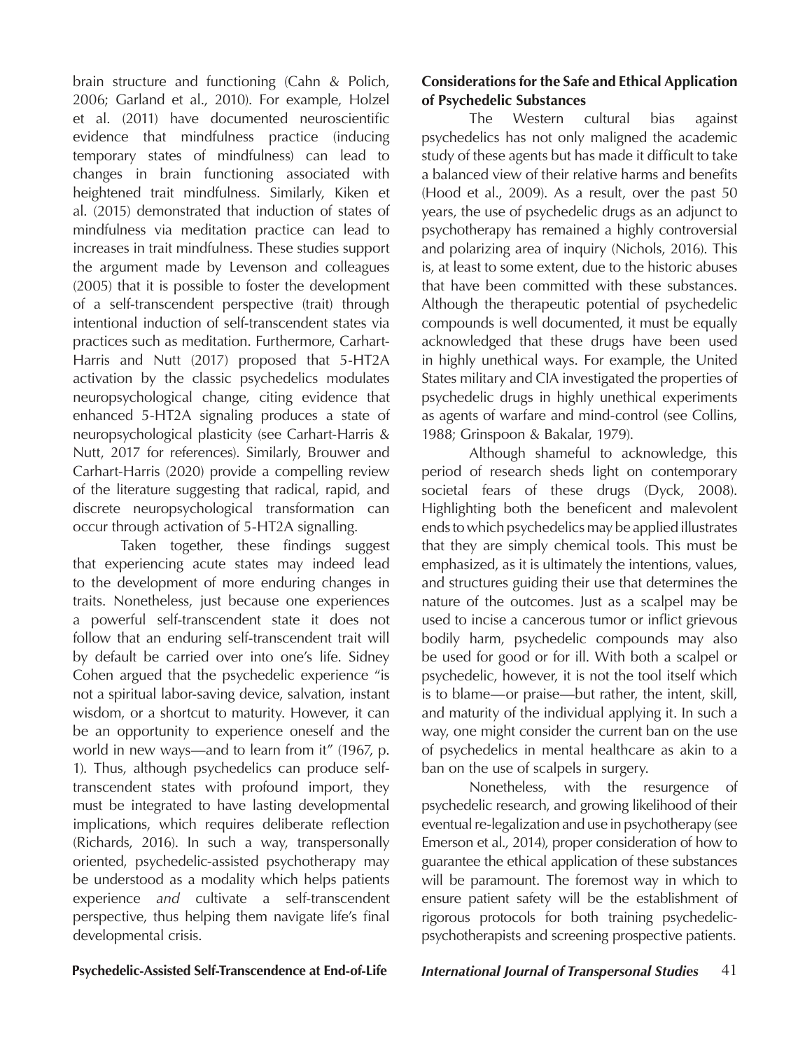brain structure and functioning (Cahn & Polich, 2006; Garland et al., 2010). For example, Holzel et al. (2011) have documented neuroscientific evidence that mindfulness practice (inducing temporary states of mindfulness) can lead to changes in brain functioning associated with heightened trait mindfulness. Similarly, Kiken et al. (2015) demonstrated that induction of states of mindfulness via meditation practice can lead to increases in trait mindfulness. These studies support the argument made by Levenson and colleagues (2005) that it is possible to foster the development of a self-transcendent perspective (trait) through intentional induction of self-transcendent states via practices such as meditation. Furthermore, Carhart-Harris and Nutt (2017) proposed that 5-HT2A activation by the classic psychedelics modulates neuropsychological change, citing evidence that enhanced 5-HT2A signaling produces a state of neuropsychological plasticity (see Carhart-Harris & Nutt, 2017 for references). Similarly, Brouwer and Carhart-Harris (2020) provide a compelling review of the literature suggesting that radical, rapid, and discrete neuropsychological transformation can occur through activation of 5-HT2A signalling.

Taken together, these findings suggest that experiencing acute states may indeed lead to the development of more enduring changes in traits. Nonetheless, just because one experiences a powerful self-transcendent state it does not follow that an enduring self-transcendent trait will by default be carried over into one's life. Sidney Cohen argued that the psychedelic experience "is not a spiritual labor-saving device, salvation, instant wisdom, or a shortcut to maturity. However, it can be an opportunity to experience oneself and the world in new ways—and to learn from it" (1967, p. 1). Thus, although psychedelics can produce self-transcendent states with profound import, they must be integrated to have lasting developmental implications, which requires deliberate reflection (Richards, 2016). In such a way, transpersonally oriented, psychedelic-assisted psychotherapy may be understood as a modality which helps patients experience *and* cultivate a self-transcendent perspective, thus helping them navigate life's final developmental crisis.

**Considerations for the Safe and Ethical Application of Psychedelic Substances**

The Western cultural bias against psychedelics has not only maligned the academic study of these agents but has made it difficult to take a balanced view of their relative harms and benefits (Hood et al., 2009). As a result, over the past 50 years, the use of psychedelic drugs as an adjunct to psychotherapy has remained a highly controversial and polarizing area of inquiry (Nichols, 2016). This is, at least to some extent, due to the historic abuses that have been committed with these substances. Although the therapeutic potential of psychedelic compounds is well documented, it must be equally acknowledged that these drugs have been used in highly unethical ways. For example, the United States military and CIA investigated the properties of psychedelic drugs in highly unethical experiments as agents of warfare and mind-control (see Collins, 1988; Grinspoon & Bakalar, 1979).

Although shameful to acknowledge, this period of research sheds light on contemporary societal fears of these drugs (Dyck, 2008). Highlighting both the beneficent and malevolent ends to which psychedelics may be applied illustrates that they are simply chemical tools. This must be emphasized, as it is ultimately the intentions, values, and structures guiding their use that determines the nature of the outcomes. Just as a scalpel may be used to incise a cancerous tumor or inflict grievous bodily harm, psychedelic compounds may also be used for good or for ill. With both a scalpel or psychedelic, however, it is not the tool itself which is to blame—or praise—but rather, the intent, skill, and maturity of the individual applying it. In such a way, one might consider the current ban on the use of psychedelics in mental healthcare as akin to a ban on the use of scalpels in surgery.

Nonetheless, with the resurgence of psychedelic research, and growing likelihood of their eventual re-legalization and use in psychotherapy (see Emerson et al., 2014), proper consideration of how to guarantee the ethical application of these substances will be paramount. The foremost way in which to ensure patient safety will be the establishment of rigorous protocols for both training psychedelic-psychotherapists and screening prospective patients.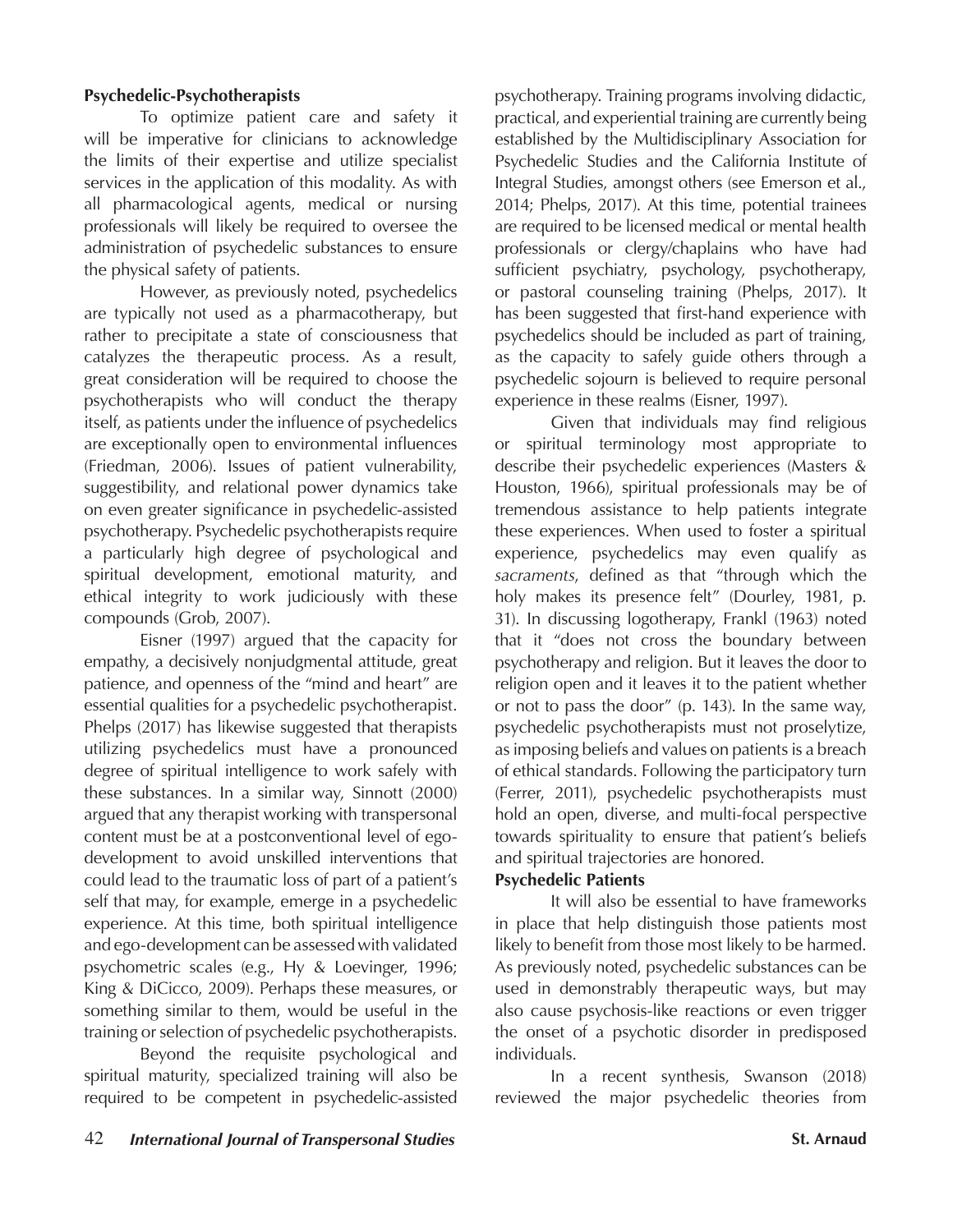**Psychedelic-Psychotherapists**

To optimize patient care and safety it will be imperative for clinicians to acknowledge the limits of their expertise and utilize specialist services in the application of this modality. As with all pharmacological agents, medical or nursing professionals will likely be required to oversee the administration of psychedelic substances to ensure the physical safety of patients.

However, as previously noted, psychedelics are typically not used as a pharmacotherapy, but rather to precipitate a state of consciousness that catalyzes the therapeutic process. As a result, great consideration will be required to choose the psychotherapists who will conduct the therapy itself, as patients under the influence of psychedelics are exceptionally open to environmental influences (Friedman, 2006). Issues of patient vulnerability, suggestibility, and relational power dynamics take on even greater significance in psychedelic-assisted psychotherapy. Psychedelic psychotherapists require a particularly high degree of psychological and spiritual development, emotional maturity, and ethical integrity to work judiciously with these compounds (Grob, 2007).

Eisner (1997) argued that the capacity for empathy, a decisively nonjudgmental attitude, great patience, and openness of the "mind and heart" are essential qualities for a psychedelic psychotherapist. Phelps (2017) has likewise suggested that therapists utilizing psychedelics must have a pronounced degree of spiritual intelligence to work safely with these substances. In a similar way, Sinnott (2000) argued that any therapist working with transpersonal content must be at a postconventional level of ego-development to avoid unskilled interventions that could lead to the traumatic loss of part of a patient's self that may, for example, emerge in a psychedelic experience. At this time, both spiritual intelligence and ego-development can be assessed with validated psychometric scales (e.g., Hy & Loevinger, 1996; King & DiCicco, 2009). Perhaps these measures, or something similar to them, would be useful in the training or selection of psychedelic psychotherapists.

Beyond the requisite psychological and spiritual maturity, specialized training will also be required to be competent in psychedelic-assisted psychotherapy. Training programs involving didactic, practical, and experiential training are currently being established by the Multidisciplinary Association for Psychedelic Studies and the California Institute of Integral Studies, amongst others (see Emerson et al., 2014; Phelps, 2017). At this time, potential trainees are required to be licensed medical or mental health professionals or clergy/chaplains who have had sufficient psychiatry, psychology, psychotherapy, or pastoral counseling training (Phelps, 2017). It has been suggested that first-hand experience with psychedelics should be included as part of training, as the capacity to safely guide others through a psychedelic sojourn is believed to require personal experience in these realms (Eisner, 1997).

Given that individuals may find religious or spiritual terminology most appropriate to describe their psychedelic experiences (Masters & Houston, 1966), spiritual professionals may be of tremendous assistance to help patients integrate these experiences. When used to foster a spiritual experience, psychedelics may even qualify as *sacraments*, defined as that "through which the holy makes its presence felt" (Dourley, 1981, p. 31). In discussing logotherapy, Frankl (1963) noted that it "does not cross the boundary between psychotherapy and religion. But it leaves the door to religion open and it leaves it to the patient whether or not to pass the door" (p. 143). In the same way, psychedelic psychotherapists must not proselytize, as imposing beliefs and values on patients is a breach of ethical standards. Following the participatory turn (Ferrer, 2011), psychedelic psychotherapists must hold an open, diverse, and multi-focal perspective towards spirituality to ensure that patient's beliefs and spiritual trajectories are honored.

**Psychedelic Patients**

It will also be essential to have frameworks in place that help distinguish those patients most likely to benefit from those most likely to be harmed. As previously noted, psychedelic substances can be used in demonstrably therapeutic ways, but may also cause psychosis-like reactions or even trigger the onset of a psychotic disorder in predisposed individuals.

In a recent synthesis, Swanson (2018) reviewed the major psychedelic theories from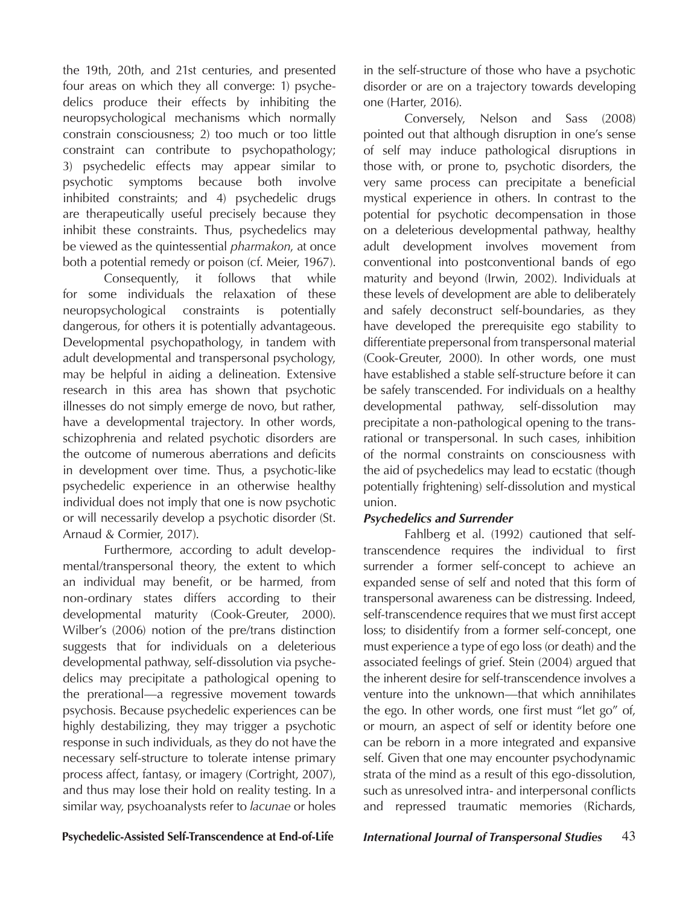the 19th, 20th, and 21st centuries, and presented four areas on which they all converge: 1) psychedelics produce their effects by inhibiting the neuropsychological mechanisms which normally constrain consciousness; 2) too much or too little constraint can contribute to psychopathology; 3) psychedelic effects may appear similar to psychotic symptoms because both involve inhibited constraints; and 4) psychedelic drugs are therapeutically useful precisely because they inhibit these constraints. Thus, psychedelics may be viewed as the quintessential *pharmakon*, at once both a potential remedy or poison (cf. Meier, 1967).

Consequently, it follows that while for some individuals the relaxation of these neuropsychological constraints is potentially dangerous, for others it is potentially advantageous. Developmental psychopathology, in tandem with adult developmental and transpersonal psychology, may be helpful in aiding a delineation. Extensive research in this area has shown that psychotic illnesses do not simply emerge de novo, but rather, have a developmental trajectory. In other words, schizophrenia and related psychotic disorders are the outcome of numerous aberrations and deficits in development over time. Thus, a psychotic-like psychedelic experience in an otherwise healthy individual does not imply that one is now psychotic or will necessarily develop a psychotic disorder (St. Arnaud & Cormier, 2017).

Furthermore, according to adult developmental/transpersonal theory, the extent to which an individual may benefit, or be harmed, from non-ordinary states differs according to their developmental maturity (Cook-Greuter, 2000). Wilber's (2006) notion of the pre/trans distinction suggests that for individuals on a deleterious developmental pathway, self-dissolution via psychedelics may precipitate a pathological opening to the prerational—a regressive movement towards psychosis. Because psychedelic experiences can be highly destabilizing, they may trigger a psychotic response in such individuals, as they do not have the necessary self-structure to tolerate intense primary process affect, fantasy, or imagery (Cortright, 2007), and thus may lose their hold on reality testing. In a similar way, psychoanalysts refer to *lacunae* or holes in the self-structure of those who have a psychotic disorder or are on a trajectory towards developing one (Harter, 2016).

Conversely, Nelson and Sass (2008) pointed out that although disruption in one's sense of self may induce pathological disruptions in those with, or prone to, psychotic disorders, the very same process can precipitate a beneficial mystical experience in others. In contrast to the potential for psychotic decompensation in those on a deleterious developmental pathway, healthy adult development involves movement from conventional into postconventional bands of ego maturity and beyond (Irwin, 2002). Individuals at these levels of development are able to deliberately and safely deconstruct self-boundaries, as they have developed the prerequisite ego stability to differentiate prepersonal from transpersonal material (Cook-Greuter, 2000). In other words, one must have established a stable self-structure before it can be safely transcended. For individuals on a healthy developmental pathway, self-dissolution may precipitate a non-pathological opening to the transrational or transpersonal. In such cases, inhibition of the normal constraints on consciousness with the aid of psychedelics may lead to ecstatic (though potentially frightening) self-dissolution and mystical union.

### *Psychedelics and Surrender*

Fahlberg et al. (1992) cautioned that self-transcendence requires the individual to first surrender a former self-concept to achieve an expanded sense of self and noted that this form of transpersonal awareness can be distressing. Indeed, self-transcendence requires that we must first accept loss; to disidentify from a former self-concept, one must experience a type of ego loss (or death) and the associated feelings of grief. Stein (2004) argued that the inherent desire for self-transcendence involves a venture into the unknown—that which annihilates the ego. In other words, one first must "let go" of, or mourn, an aspect of self or identity before one can be reborn in a more integrated and expansive self. Given that one may encounter psychodynamic strata of the mind as a result of this ego-dissolution, such as unresolved intra- and interpersonal conflicts and repressed traumatic memories (Richards,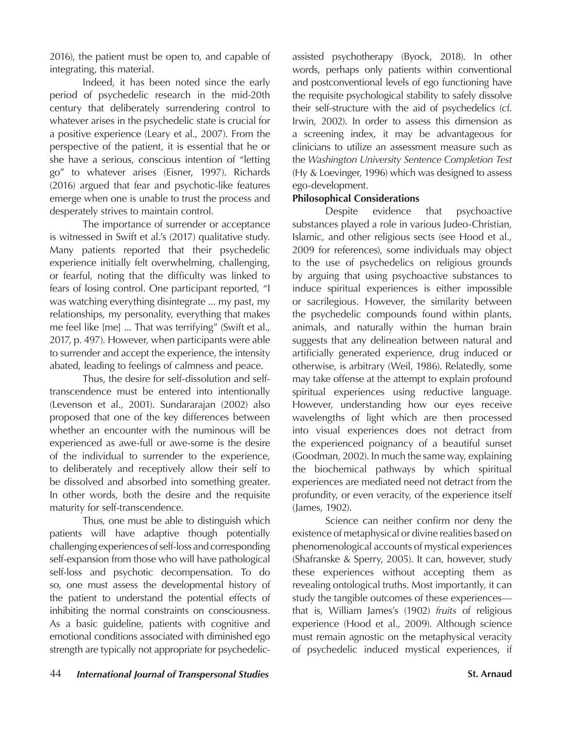2016), the patient must be open to, and capable of integrating, this material.

Indeed, it has been noted since the early period of psychedelic research in the mid-20th century that deliberately surrendering control to whatever arises in the psychedelic state is crucial for a positive experience (Leary et al., 2007). From the perspective of the patient, it is essential that he or she have a serious, conscious intention of "letting go" to whatever arises (Eisner, 1997). Richards (2016) argued that fear and psychotic-like features emerge when one is unable to trust the process and desperately strives to maintain control.

The importance of surrender or acceptance is witnessed in Swift et al.'s (2017) qualitative study. Many patients reported that their psychedelic experience initially felt overwhelming, challenging, or fearful, noting that the difficulty was linked to fears of losing control. One participant reported, "I was watching everything disintegrate ... my past, my relationships, my personality, everything that makes me feel like [me] ... That was terrifying" (Swift et al., 2017, p. 497). However, when participants were able to surrender and accept the experience, the intensity abated, leading to feelings of calmness and peace.

Thus, the desire for self-dissolution and self-transcendence must be entered into intentionally (Levenson et al., 2001). Sundararajan (2002) also proposed that one of the key differences between whether an encounter with the numinous will be experienced as awe-full or awe-some is the desire of the individual to surrender to the experience, to deliberately and receptively allow their self to be dissolved and absorbed into something greater. In other words, both the desire and the requisite maturity for self-transcendence.

Thus, one must be able to distinguish which patients will have adaptive though potentially challenging experiences of self-loss and corresponding self-expansion from those who will have pathological self-loss and psychotic decompensation. To do so, one must assess the developmental history of the patient to understand the potential effects of inhibiting the normal constraints on consciousness. As a basic guideline, patients with cognitive and emotional conditions associated with diminished ego strength are typically not appropriate for psychedelic-assisted psychotherapy (Byock, 2018). In other words, perhaps only patients within conventional and postconventional levels of ego functioning have the requisite psychological stability to safely dissolve their self-structure with the aid of psychedelics (cf. Irwin, 2002). In order to assess this dimension as a screening index, it may be advantageous for clinicians to utilize an assessment measure such as the *Washington University Sentence Completion Test* (Hy & Loevinger, 1996) which was designed to assess ego-development.

**Philosophical Considerations**

Despite evidence that psychoactive substances played a role in various Judeo-Christian, Islamic, and other religious sects (see Hood et al., 2009 for references), some individuals may object to the use of psychedelics on religious grounds by arguing that using psychoactive substances to induce spiritual experiences is either impossible or sacrilegious. However, the similarity between the psychedelic compounds found within plants, animals, and naturally within the human brain suggests that any delineation between natural and artificially generated experience, drug induced or otherwise, is arbitrary (Weil, 1986). Relatedly, some may take offense at the attempt to explain profound spiritual experiences using reductive language. However, understanding how our eyes receive wavelengths of light which are then processed into visual experiences does not detract from the experienced poignancy of a beautiful sunset (Goodman, 2002). In much the same way, explaining the biochemical pathways by which spiritual experiences are mediated need not detract from the profundity, or even veracity, of the experience itself (James, 1902).

Science can neither confirm nor deny the existence of metaphysical or divine realities based on phenomenological accounts of mystical experiences (Shafranske & Sperry, 2005). It can, however, study these experiences without accepting them as revealing ontological truths. Most importantly, it can study the tangible outcomes of these experiences—that is, William James's (1902) *fruits* of religious experience (Hood et al., 2009). Although science must remain agnostic on the metaphysical veracity of psychedelic induced mystical experiences, if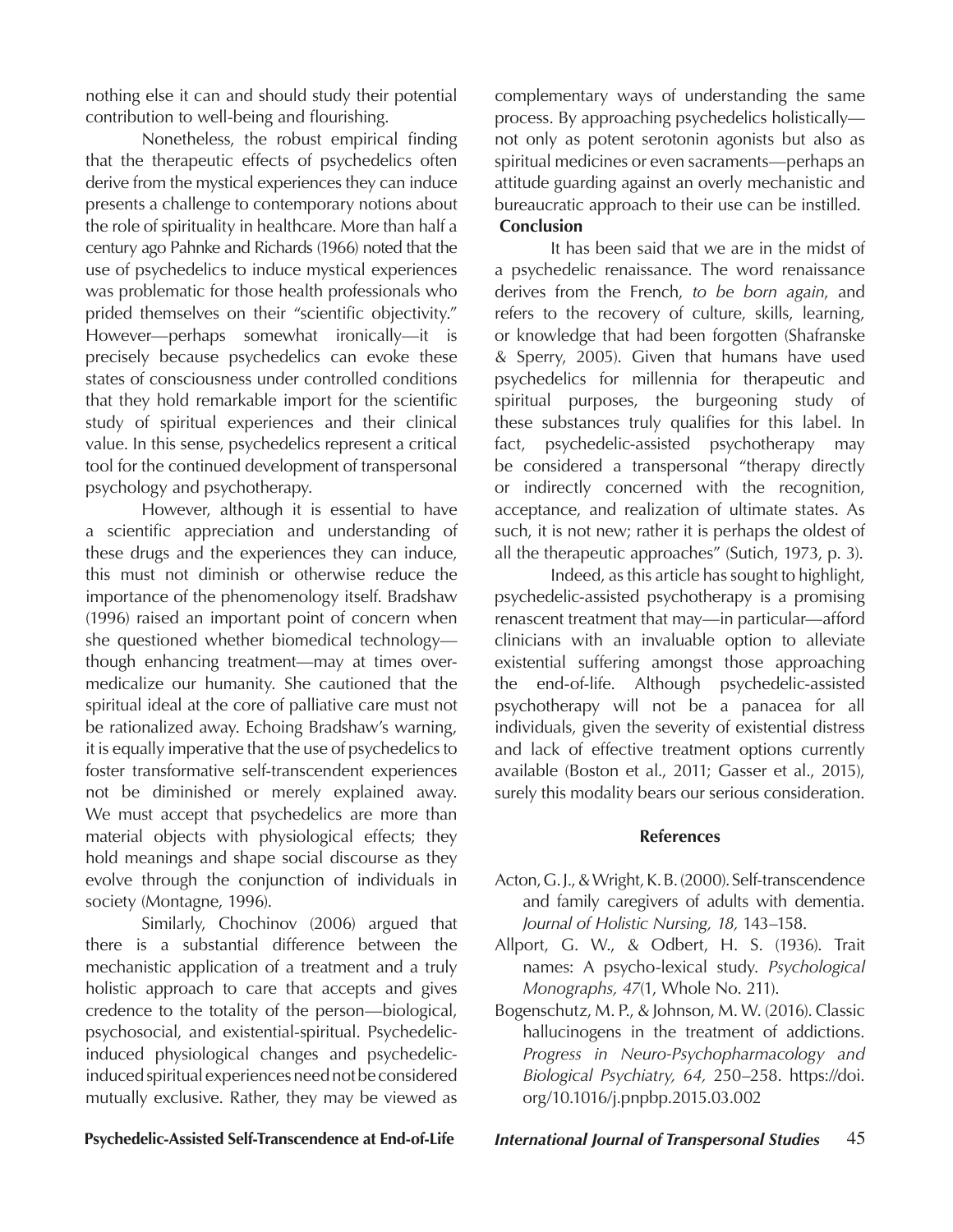nothing else it can and should study their potential contribution to well-being and flourishing.

Nonetheless, the robust empirical finding that the therapeutic effects of psychedelics often derive from the mystical experiences they can induce presents a challenge to contemporary notions about the role of spirituality in healthcare. More than half a century ago Pahnke and Richards (1966) noted that the use of psychedelics to induce mystical experiences was problematic for those health professionals who prided themselves on their "scientific objectivity." However—perhaps somewhat ironically—it is precisely because psychedelics can evoke these states of consciousness under controlled conditions that they hold remarkable import for the scientific study of spiritual experiences and their clinical value. In this sense, psychedelics represent a critical tool for the continued development of transpersonal psychology and psychotherapy.

However, although it is essential to have a scientific appreciation and understanding of these drugs and the experiences they can induce, this must not diminish or otherwise reduce the importance of the phenomenology itself. Bradshaw (1996) raised an important point of concern when she questioned whether biomedical technology—though enhancing treatment—may at times over-medicalize our humanity. She cautioned that the spiritual ideal at the core of palliative care must not be rationalized away. Echoing Bradshaw's warning, it is equally imperative that the use of psychedelics to foster transformative self-transcendent experiences not be diminished or merely explained away. We must accept that psychedelics are more than material objects with physiological effects; they hold meanings and shape social discourse as they evolve through the conjunction of individuals in society (Montagne, 1996).

Similarly, Chochinov (2006) argued that there is a substantial difference between the mechanistic application of a treatment and a truly holistic approach to care that accepts and gives credence to the totality of the person—biological, psychosocial, and existential-spiritual. Psychedelic-induced physiological changes and psychedelic-induced spiritual experiences need not be considered mutually exclusive. Rather, they may be viewed as complementary ways of understanding the same process. By approaching psychedelics holistically—not only as potent serotonin agonists but also as spiritual medicines or even sacraments—perhaps an attitude guarding against an overly mechanistic and bureaucratic approach to their use can be instilled.

## Conclusion

It has been said that we are in the midst of a psychedelic renaissance. The word renaissance derives from the French, *to be born again*, and refers to the recovery of culture, skills, learning, or knowledge that had been forgotten (Shafranske & Sperry, 2005). Given that humans have used psychedelics for millennia for therapeutic and spiritual purposes, the burgeoning study of these substances truly qualifies for this label. In fact, psychedelic-assisted psychotherapy may be considered a transpersonal "therapy directly or indirectly concerned with the recognition, acceptance, and realization of ultimate states. As such, it is not new; rather it is perhaps the oldest of all the therapeutic approaches" (Sutich, 1973, p. 3).

Indeed, as this article has sought to highlight, psychedelic-assisted psychotherapy is a promising renascent treatment that may—in particular—afford clinicians with an invaluable option to alleviate existential suffering amongst those approaching the end-of-life. Although psychedelic-assisted psychotherapy will not be a panacea for all individuals, given the severity of existential distress and lack of effective treatment options currently available (Boston et al., 2011; Gasser et al., 2015), surely this modality bears our serious consideration.

## References

Acton, G. J., & Wright, K. B. (2000). Self-transcendence and family caregivers of adults with dementia. *Journal of Holistic Nursing, 18,* 143–158.

Allport, G. W., & Odbert, H. S. (1936). Trait names: A psycho-lexical study. *Psychological Monographs, 47*(1, Whole No. 211).

Bogenschutz, M. P., & Johnson, M. W. (2016). Classic hallucinogens in the treatment of addictions. *Progress in Neuro-Psychopharmacology and Biological Psychiatry, 64,* 250–258. https://doi.org/10.1016/j.pnpbp.2015.03.002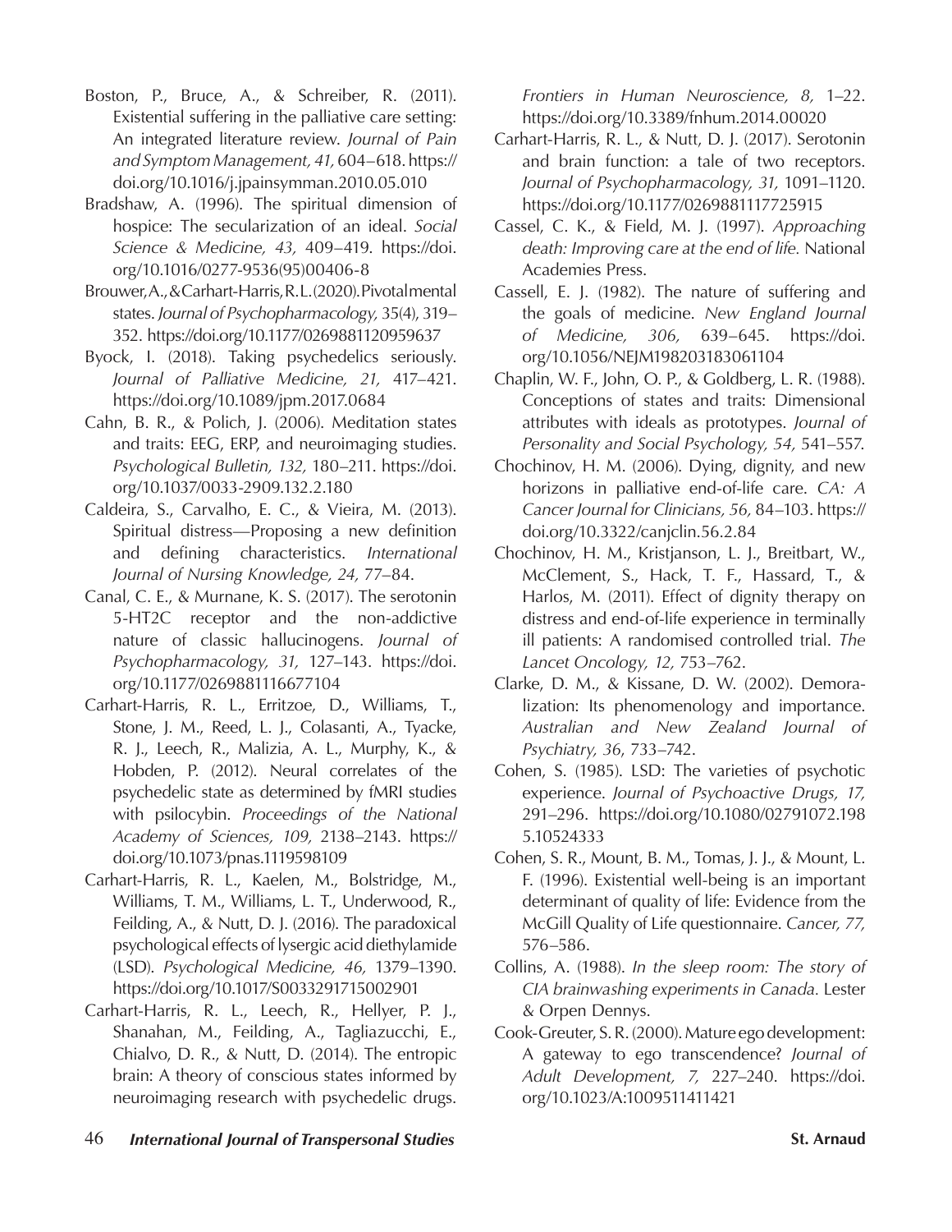Boston, P., Bruce, A., & Schreiber, R. (2011). Existential suffering in the palliative care setting: An integrated literature review. *Journal of Pain and Symptom Management, 41,* 604–618. https://doi.org/10.1016/j.jpainsymman.2010.05.010

Bradshaw, A. (1996). The spiritual dimension of hospice: The secularization of an ideal. *Social Science & Medicine, 43,* 409–419. https://doi.org/10.1016/0277-9536(95)00406-8

Brouwer, A., & Carhart-Harris, R. L. (2020). Pivotal mental states. *Journal of Psychopharmacology,* 35(4), 319–352. https://doi.org/10.1177/0269881120959637

Byock, I. (2018). Taking psychedelics seriously. *Journal of Palliative Medicine, 21,* 417–421. https://doi.org/10.1089/jpm.2017.0684

Cahn, B. R., & Polich, J. (2006). Meditation states and traits: EEG, ERP, and neuroimaging studies. *Psychological Bulletin, 132,* 180–211. https://doi.org/10.1037/0033-2909.132.2.180

Caldeira, S., Carvalho, E. C., & Vieira, M. (2013). Spiritual distress—Proposing a new definition and defining characteristics. *International Journal of Nursing Knowledge, 24,* 77–84.

Canal, C. E., & Murnane, K. S. (2017). The serotonin 5-HT2C receptor and the non-addictive nature of classic hallucinogens. *Journal of Psychopharmacology, 31,* 127–143. https://doi.org/10.1177/0269881116677104

Carhart-Harris, R. L., Erritzoe, D., Williams, T., Stone, J. M., Reed, L. J., Colasanti, A., Tyacke, R. J., Leech, R., Malizia, A. L., Murphy, K., & Hobden, P. (2012). Neural correlates of the psychedelic state as determined by fMRI studies with psilocybin. *Proceedings of the National Academy of Sciences, 109,* 2138–2143. https://doi.org/10.1073/pnas.1119598109

Carhart-Harris, R. L., Kaelen, M., Bolstridge, M., Williams, T. M., Williams, L. T., Underwood, R., Feilding, A., & Nutt, D. J. (2016). The paradoxical psychological effects of lysergic acid diethylamide (LSD). *Psychological Medicine, 46,* 1379–1390. https://doi.org/10.1017/S0033291715002901

Carhart-Harris, R. L., Leech, R., Hellyer, P. J., Shanahan, M., Feilding, A., Tagliazucchi, E., Chialvo, D. R., & Nutt, D. (2014). The entropic brain: A theory of conscious states informed by neuroimaging research with psychedelic drugs. *Frontiers in Human Neuroscience, 8,* 1–22. https://doi.org/10.3389/fnhum.2014.00020

Carhart-Harris, R. L., & Nutt, D. J. (2017). Serotonin and brain function: a tale of two receptors. *Journal of Psychopharmacology, 31,* 1091–1120. https://doi.org/10.1177/0269881117725915

Cassel, C. K., & Field, M. J. (1997). *Approaching death: Improving care at the end of life.* National Academies Press.

Cassell, E. J. (1982). The nature of suffering and the goals of medicine. *New England Journal of Medicine, 306,* 639–645. https://doi.org/10.1056/NEJM198203183061104

Chaplin, W. F., John, O. P., & Goldberg, L. R. (1988). Conceptions of states and traits: Dimensional attributes with ideals as prototypes. *Journal of Personality and Social Psychology, 54,* 541–557.

Chochinov, H. M. (2006). Dying, dignity, and new horizons in palliative end-of-life care. *CA: A Cancer Journal for Clinicians, 56,* 84–103. https://doi.org/10.3322/canjclin.56.2.84

Chochinov, H. M., Kristjanson, L. J., Breitbart, W., McClement, S., Hack, T. F., Hassard, T., & Harlos, M. (2011). Effect of dignity therapy on distress and end-of-life experience in terminally ill patients: A randomised controlled trial. *The Lancet Oncology, 12,* 753–762.

Clarke, D. M., & Kissane, D. W. (2002). Demoralization: Its phenomenology and importance. *Australian and New Zealand Journal of Psychiatry, 36*, 733–742.

Cohen, S. (1985). LSD: The varieties of psychotic experience. *Journal of Psychoactive Drugs, 17,* 291–296. https://doi.org/10.1080/02791072.1985.10524333

Cohen, S. R., Mount, B. M., Tomas, J. J., & Mount, L. F. (1996). Existential well-being is an important determinant of quality of life: Evidence from the McGill Quality of Life questionnaire. *Cancer, 77,* 576–586.

Collins, A. (1988). *In the sleep room: The story of CIA brainwashing experiments in Canada*. Lester & Orpen Dennys.

Cook-Greuter, S. R. (2000). Mature ego development: A gateway to ego transcendence? *Journal of Adult Development, 7,* 227–240. https://doi.org/10.1023/A:1009511411421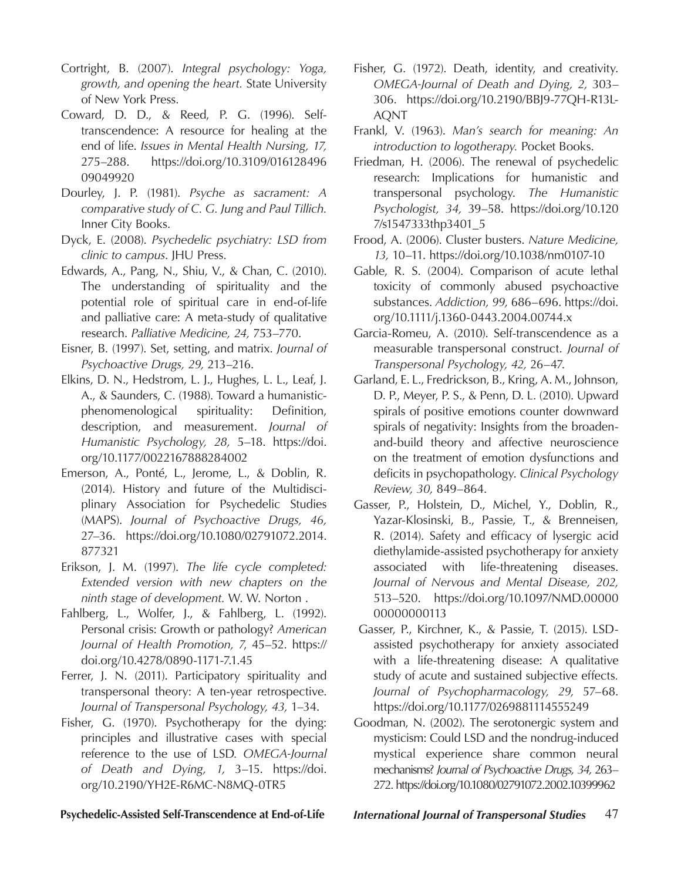Cortright, B. (2007). *Integral psychology: Yoga, growth, and opening the heart*. State University of New York Press.

Coward, D. D., & Reed, P. G. (1996). Self-transcendence: A resource for healing at the end of life. *Issues in Mental Health Nursing, 17,* 275–288. https://doi.org/10.3109/01612849609049920

Dourley, J. P. (1981). *Psyche as sacrament: A comparative study of C. G. Jung and Paul Tillich.* Inner City Books.

Dyck, E. (2008). *Psychedelic psychiatry: LSD from clinic to campus*. JHU Press.

Edwards, A., Pang, N., Shiu, V., & Chan, C. (2010). The understanding of spirituality and the potential role of spiritual care in end-of-life and palliative care: A meta-study of qualitative research. *Palliative Medicine, 24,* 753–770.

Eisner, B. (1997). Set, setting, and matrix. *Journal of Psychoactive Drugs, 29,* 213–216.

Elkins, D. N., Hedstrom, L. J., Hughes, L. L., Leaf, J. A., & Saunders, C. (1988). Toward a humanistic-phenomenological spirituality: Definition, description, and measurement. *Journal of Humanistic Psychology, 28,* 5–18. https://doi.org/10.1177/0022167888284002

Emerson, A., Ponté, L., Jerome, L., & Doblin, R. (2014). History and future of the Multidisciplinary Association for Psychedelic Studies (MAPS). *Journal of Psychoactive Drugs, 46,* 27–36. https://doi.org/10.1080/02791072.2014.877321

Erikson, J. M. (1997). *The life cycle completed: Extended version with new chapters on the ninth stage of development.* W. W. Norton .

Fahlberg, L., Wolfer, J., & Fahlberg, L. (1992). Personal crisis: Growth or pathology? *American Journal of Health Promotion, 7*, 45–52. https://doi.org/10.4278/0890-1171-7.1.45

Ferrer, J. N. (2011). Participatory spirituality and transpersonal theory: A ten-year retrospective. *Journal of Transpersonal Psychology, 43,* 1–34.

Fisher, G. (1970). Psychotherapy for the dying: principles and illustrative cases with special reference to the use of LSD*. OMEGA-Journal of Death and Dying, 1,* 3–15. https://doi.org/10.2190/YH2E-R6MC-N8MQ-0TR5

Fisher, G. (1972). Death, identity, and creativity. *OMEGA-Journal of Death and Dying, 2,* 303–306. https://doi.org/10.2190/BBJ9-77QH-R13L-AQNT

Frankl, V. (1963). *Man's search for meaning: An introduction to logotherapy.* Pocket Books.

Friedman, H. (2006). The renewal of psychedelic research: Implications for humanistic and transpersonal psychology. *The Humanistic Psychologist, 34,* 39–58. https://doi.org/10.1207/s1547333thp3401_5

Frood, A. (2006). Cluster busters. *Nature Medicine, 13,* 10–11. https://doi.org/10.1038/nm0107-10

Gable, R. S. (2004). Comparison of acute lethal toxicity of commonly abused psychoactive substances. *Addiction, 99,* 686–696. https://doi.org/10.1111/j.1360-0443.2004.00744.x

Garcia-Romeu, A. (2010). Self-transcendence as a measurable transpersonal construct. *Journal of Transpersonal Psychology, 42,* 26–47.

Garland, E. L., Fredrickson, B., Kring, A. M., Johnson, D. P., Meyer, P. S., & Penn, D. L. (2010). Upward spirals of positive emotions counter downward spirals of negativity: Insights from the broaden-and-build theory and affective neuroscience on the treatment of emotion dysfunctions and deficits in psychopathology. *Clinical Psychology Review, 30,* 849–864.

Gasser, P., Holstein, D., Michel, Y., Doblin, R., Yazar-Klosinski, B., Passie, T., & Brenneisen, R. (2014). Safety and efficacy of lysergic acid diethylamide-assisted psychotherapy for anxiety associated with life-threatening diseases. *Journal of Nervous and Mental Disease, 202,* 513–520. https://doi.org/10.1097/NMD.0000000000000113

Gasser, P., Kirchner, K., & Passie, T. (2015). LSD-assisted psychotherapy for anxiety associated with a life-threatening disease: A qualitative study of acute and sustained subjective effects. *Journal of Psychopharmacology, 29,* 57–68. https://doi.org/10.1177/0269881114555249

Goodman, N. (2002). The serotonergic system and mysticism: Could LSD and the nondrug-induced mystical experience share common neural mechanisms? *Journal of Psychoactive Drugs, 34,* 263–272. https://doi.org/10.1080/02791072.2002.10399962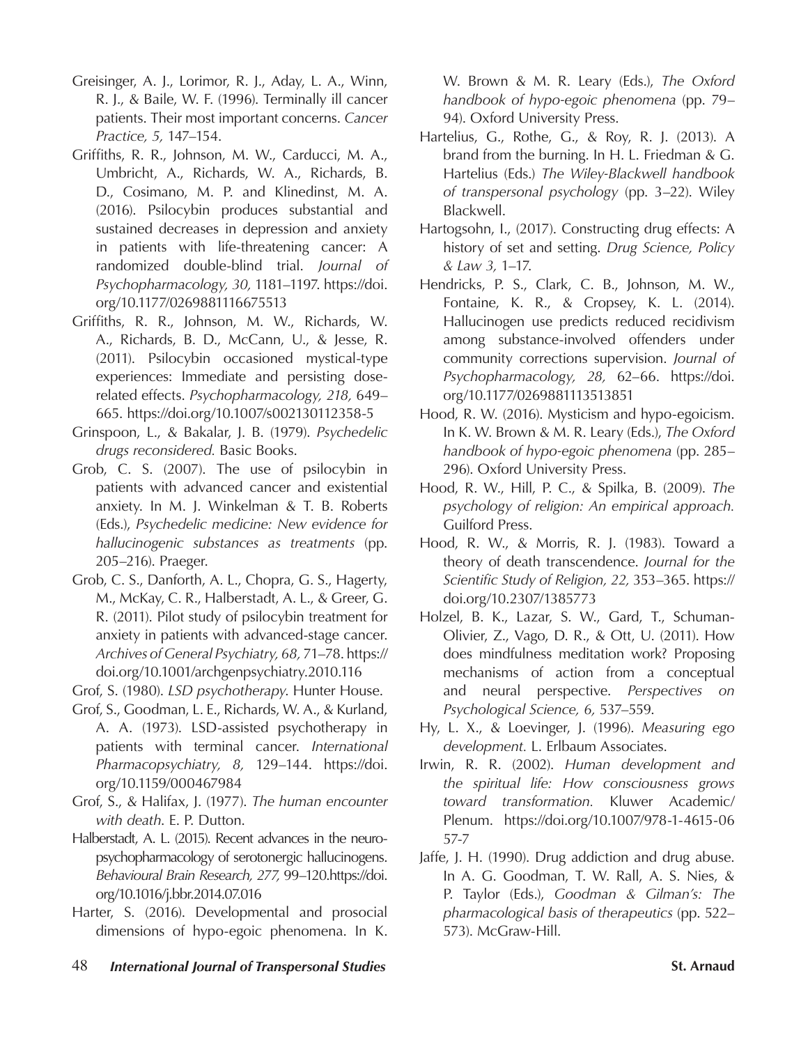Greisinger, A. J., Lorimor, R. J., Aday, L. A., Winn, R. J., & Baile, W. F. (1996). Terminally ill cancer patients. Their most important concerns. *Cancer Practice, 5,* 147–154.

Griffiths, R. R., Johnson, M. W., Carducci, M. A., Umbricht, A., Richards, W. A., Richards, B. D., Cosimano, M. P. and Klinedinst, M. A. (2016). Psilocybin produces substantial and sustained decreases in depression and anxiety in patients with life-threatening cancer: A randomized double-blind trial. *Journal of Psychopharmacology, 30,* 1181–1197. https://doi.org/10.1177/0269881116675513

Griffiths, R. R., Johnson, M. W., Richards, W. A., Richards, B. D., McCann, U., & Jesse, R. (2011). Psilocybin occasioned mystical-type experiences: Immediate and persisting dose-related effects. *Psychopharmacology, 218,* 649–665. https://doi.org/10.1007/s002130112358-5

Grinspoon, L., & Bakalar, J. B. (1979). *Psychedelic drugs reconsidered.* Basic Books.

Grob, C. S. (2007). The use of psilocybin in patients with advanced cancer and existential anxiety. In M. J. Winkelman & T. B. Roberts (Eds.), *Psychedelic medicine: New evidence for hallucinogenic substances as treatments* (pp. 205–216). Praeger.

Grob, C. S., Danforth, A. L., Chopra, G. S., Hagerty, M., McKay, C. R., Halberstadt, A. L., & Greer, G. R. (2011). Pilot study of psilocybin treatment for anxiety in patients with advanced-stage cancer. *Archives of General Psychiatry, 68,* 71–78. https://doi.org/10.1001/archgenpsychiatry.2010.116

Grof, S. (1980). *LSD psychotherapy*. Hunter House.

Grof, S., Goodman, L. E., Richards, W. A., & Kurland, A. A. (1973). LSD-assisted psychotherapy in patients with terminal cancer. *International Pharmacopsychiatry, 8,* 129–144. https://doi.org/10.1159/000467984

Grof, S., & Halifax, J. (1977). *The human encounter with death*. E. P. Dutton.

Halberstadt, A. L. (2015). Recent advances in the neuropsychopharmacology of serotonergic hallucinogens. *Behavioural Brain Research, 277,* 99–120.https://doi.org/10.1016/j.bbr.2014.07.016

Harter, S. (2016). Developmental and prosocial dimensions of hypo-egoic phenomena. In K. W. Brown & M. R. Leary (Eds.), *The Oxford handbook of hypo-egoic phenomena* (pp. 79–94). Oxford University Press.

Hartelius, G., Rothe, G., & Roy, R. J. (2013). A brand from the burning. In H. L. Friedman & G. Hartelius (Eds.) *The Wiley-Blackwell handbook of transpersonal psychology* (pp. 3–22). Wiley Blackwell.

Hartogsohn, I., (2017). Constructing drug effects: A history of set and setting. *Drug Science, Policy & Law 3,* 1–17.

Hendricks, P. S., Clark, C. B., Johnson, M. W., Fontaine, K. R., & Cropsey, K. L. (2014). Hallucinogen use predicts reduced recidivism among substance-involved offenders under community corrections supervision. *Journal of Psychopharmacology, 28,* 62–66. https://doi.org/10.1177/0269881113513851

Hood, R. W. (2016). Mysticism and hypo-egoicism. In K. W. Brown & M. R. Leary (Eds.), *The Oxford handbook of hypo-egoic phenomena* (pp. 285–296). Oxford University Press.

Hood, R. W., Hill, P. C., & Spilka, B. (2009). *The psychology of religion: An empirical approach.* Guilford Press.

Hood, R. W., & Morris, R. J. (1983). Toward a theory of death transcendence. *Journal for the Scientific Study of Religion, 22,* 353–365. https://doi.org/10.2307/1385773

Holzel, B. K., Lazar, S. W., Gard, T., Schuman-Olivier, Z., Vago, D. R., & Ott, U. (2011). How does mindfulness meditation work? Proposing mechanisms of action from a conceptual and neural perspective. *Perspectives on Psychological Science, 6,* 537–559.

Hy, L. X., & Loevinger, J. (1996). *Measuring ego development*. L. Erlbaum Associates.

Irwin, R. R. (2002). *Human development and the spiritual life: How consciousness grows toward transformation.* Kluwer Academic/Plenum. https://doi.org/10.1007/978-1-4615-0657-7

Jaffe, J. H. (1990). Drug addiction and drug abuse. In A. G. Goodman, T. W. Rall, A. S. Nies, & P. Taylor (Eds.), *Goodman & Gilman's: The pharmacological basis of therapeutics* (pp. 522–573). McGraw-Hill.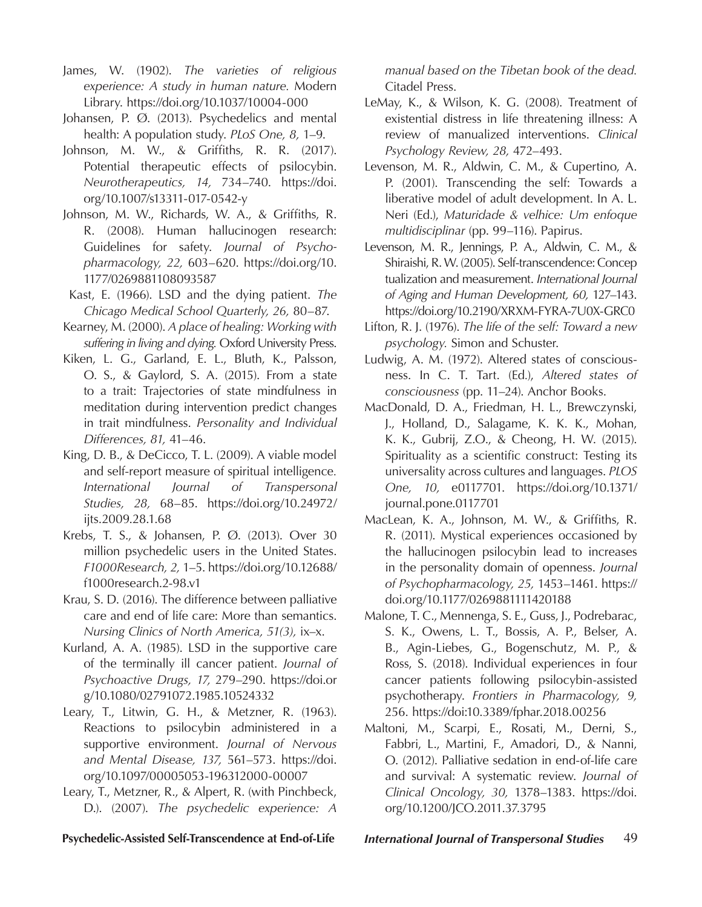James, W. (1902). *The varieties of religious experience: A study in human nature.* Modern Library. https://doi.org/10.1037/10004-000

Johansen, P. Ø. (2013). Psychedelics and mental health: A population study. *PLoS One, 8,* 1–9.

Johnson, M. W., & Griffiths, R. R. (2017). Potential therapeutic effects of psilocybin. *Neurotherapeutics, 14,* 734–740. https://doi.org/10.1007/s13311-017-0542-y

Johnson, M. W., Richards, W. A., & Griffiths, R. R. (2008). Human hallucinogen research: Guidelines for safety. *Journal of Psychopharmacology, 22,* 603–620. https://doi.org/10.1177/0269881108093587

Kast, E. (1966). LSD and the dying patient. *The Chicago Medical School Quarterly, 26,* 80–87.

Kearney, M. (2000). *A place of healing: Working with suffering in living and dying.* Oxford University Press.

Kiken, L. G., Garland, E. L., Bluth, K., Palsson, O. S., & Gaylord, S. A. (2015). From a state to a trait: Trajectories of state mindfulness in meditation during intervention predict changes in trait mindfulness. *Personality and Individual Differences, 81,* 41–46.

King, D. B., & DeCicco, T. L. (2009). A viable model and self-report measure of spiritual intelligence. *International Journal of Transpersonal Studies, 28,* 68–85. https://doi.org/10.24972/ijts.2009.28.1.68

Krebs, T. S., & Johansen, P. Ø. (2013). Over 30 million psychedelic users in the United States. *F1000Research, 2,* 1–5. https://doi.org/10.12688/f1000research.2-98.v1

Krau, S. D. (2016). The difference between palliative care and end of life care: More than semantics. *Nursing Clinics of North America, 51(3),* ix–x.

Kurland, A. A. (1985). LSD in the supportive care of the terminally ill cancer patient. *Journal of Psychoactive Drugs, 17,* 279–290. https://doi.org/10.1080/02791072.1985.10524332

Leary, T., Litwin, G. H., & Metzner, R. (1963). Reactions to psilocybin administered in a supportive environment. *Journal of Nervous and Mental Disease, 137,* 561–573. https://doi.org/10.1097/00005053-196312000-00007

Leary, T., Metzner, R., & Alpert, R. (with Pinchbeck, D.). (2007). *The psychedelic experience: A manual based on the Tibetan book of the dead.* Citadel Press.

LeMay, K., & Wilson, K. G. (2008). Treatment of existential distress in life threatening illness: A review of manualized interventions. *Clinical Psychology Review, 28,* 472–493.

Levenson, M. R., Aldwin, C. M., & Cupertino, A. P. (2001). Transcending the self: Towards a liberative model of adult development. In A. L. Neri (Ed.), *Maturidade & velhice: Um enfoque multidisciplinar* (pp. 99–116). Papirus.

Levenson, M. R., Jennings, P. A., Aldwin, C. M., & Shiraishi, R. W. (2005). Self-transcendence: Conceptualization and measurement. *International Journal of Aging and Human Development, 60,* 127–143. https://doi.org/10.2190/XRXM-FYRA-7U0X-GRC0

Lifton, R. J. (1976). *The life of the self: Toward a new psychology.* Simon and Schuster.

Ludwig, A. M. (1972). Altered states of consciousness. In C. T. Tart. (Ed.), *Altered states of consciousness* (pp. 11–24). Anchor Books.

MacDonald, D. A., Friedman, H. L., Brewczynski, J., Holland, D., Salagame, K. K. K., Mohan, K. K., Gubrij, Z.O., & Cheong, H. W. (2015). Spirituality as a scientific construct: Testing its universality across cultures and languages. *PLOS One, 10,* e0117701. https://doi.org/10.1371/journal.pone.0117701

MacLean, K. A., Johnson, M. W., & Griffiths, R. R. (2011). Mystical experiences occasioned by the hallucinogen psilocybin lead to increases in the personality domain of openness. *Journal of Psychopharmacology, 25,* 1453–1461. https://doi.org/10.1177/0269881111420188

Malone, T. C., Mennenga, S. E., Guss, J., Podrebarac, S. K., Owens, L. T., Bossis, A. P., Belser, A. B., Agin-Liebes, G., Bogenschutz, M. P., & Ross, S. (2018). Individual experiences in four cancer patients following psilocybin-assisted psychotherapy. *Frontiers in Pharmacology, 9,* 256. https://doi:10.3389/fphar.2018.00256

Maltoni, M., Scarpi, E., Rosati, M., Derni, S., Fabbri, L., Martini, F., Amadori, D., & Nanni, O. (2012). Palliative sedation in end-of-life care and survival: A systematic review. *Journal of Clinical Oncology, 30,* 1378–1383. https://doi.org/10.1200/JCO.2011.37.3795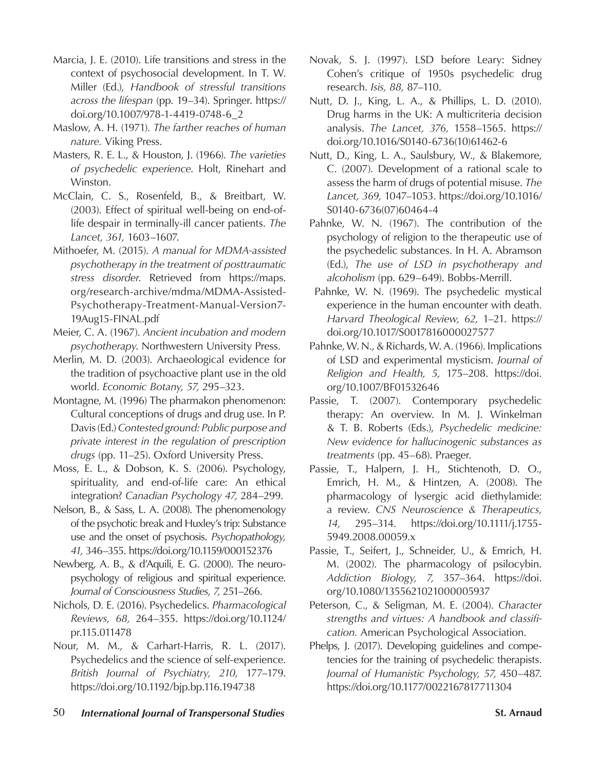Marcia, J. E. (2010). Life transitions and stress in the context of psychosocial development. In T. W. Miller (Ed.), *Handbook of stressful transitions across the lifespan* (pp. 19–34). Springer. https://doi.org/10.1007/978-1-4419-0748-6_2

Maslow, A. H. (1971). *The farther reaches of human nature.* Viking Press.

Masters, R. E. L., & Houston, J. (1966). *The varieties of psychedelic experience*. Holt, Rinehart and Winston.

McClain, C. S., Rosenfeld, B., & Breitbart, W. (2003). Effect of spiritual well-being on end-of-life despair in terminally-ill cancer patients. *The Lancet, 361,* 1603–1607.

Mithoefer, M. (2015). *A manual for MDMA-assisted psychotherapy in the treatment of posttraumatic stress disorder*. Retrieved from https://maps.org/research-archive/mdma/MDMA-Assisted-Psychotherapy-Treatment-Manual-Version7-19Aug15-FINAL.pdf

Meier, C. A. (1967). *Ancient incubation and modern psychotherapy*. Northwestern University Press.

Merlin, M. D. (2003). Archaeological evidence for the tradition of psychoactive plant use in the old world. *Economic Botany, 57,* 295–323.

Montagne, M. (1996) The pharmakon phenomenon: Cultural conceptions of drugs and drug use. In P. Davis (Ed.) *Contested ground: Public purpose and private interest in the regulation of prescription drugs* (pp. 11–25). Oxford University Press.

Moss, E. L., & Dobson, K. S. (2006). Psychology, spirituality, and end-of-life care: An ethical integration? *Canadian Psychology 47,* 284–299.

Nelson, B., & Sass, L. A. (2008). The phenomenology of the psychotic break and Huxley's trip: Substance use and the onset of psychosis. *Psychopathology, 41,* 346–355. https://doi.org/10.1159/000152376

Newberg, A. B., & d'Aquili, E. G. (2000). The neuropsychology of religious and spiritual experience. *Journal of Consciousness Studies, 7,* 251–266.

Nichols, D. E. (2016). Psychedelics. *Pharmacological Reviews, 68,* 264–355. https://doi.org/10.1124/pr.115.011478

Nour, M. M., & Carhart-Harris, R. L. (2017). Psychedelics and the science of self-experience. *British Journal of Psychiatry, 210,* 177–179. https://doi.org/10.1192/bjp.bp.116.194738

Novak, S. J. (1997). LSD before Leary: Sidney Cohen's critique of 1950s psychedelic drug research. *Isis, 88,* 87–110.

Nutt, D. J., King, L. A., & Phillips, L. D. (2010). Drug harms in the UK: A multicriteria decision analysis. *The Lancet, 376,* 1558–1565. https://doi.org/10.1016/S0140-6736(10)61462-6

Nutt, D., King, L. A., Saulsbury, W., & Blakemore, C. (2007). Development of a rational scale to assess the harm of drugs of potential misuse. *The Lancet, 369,* 1047–1053. https://doi.org/10.1016/S0140-6736(07)60464-4

Pahnke, W. N. (1967). The contribution of the psychology of religion to the therapeutic use of the psychedelic substances. In H. A. Abramson (Ed.), *The use of LSD in psychotherapy and alcoholism* (pp. 629–649). Bobbs-Merrill.

Pahnke, W. N. (1969). The psychedelic mystical experience in the human encounter with death. *Harvard Theological Review, 62,* 1–21. https://doi.org/10.1017/S0017816000027577

Pahnke, W. N., & Richards, W. A. (1966). Implications of LSD and experimental mysticism. *Journal of Religion and Health, 5,* 175–208. https://doi.org/10.1007/BF01532646

Passie, T. (2007). Contemporary psychedelic therapy: An overview. In M. J. Winkelman & T. B. Roberts (Eds.), *Psychedelic medicine: New evidence for hallucinogenic substances as treatments* (pp. 45–68). Praeger.

Passie, T., Halpern, J. H., Stichtenoth, D. O., Emrich, H. M., & Hintzen, A. (2008). The pharmacology of lysergic acid diethylamide: a review. *CNS Neuroscience & Therapeutics, 14,* 295–314. https://doi.org/10.1111/j.1755-5949.2008.00059.x

Passie, T., Seifert, J., Schneider, U., & Emrich, H. M. (2002). The pharmacology of psilocybin. *Addiction Biology, 7,* 357–364. https://doi.org/10.1080/1355621021000005937

Peterson, C., & Seligman, M. E. (2004). *Character strengths and virtues: A handbook and classification.* American Psychological Association.

Phelps, J. (2017). Developing guidelines and competencies for the training of psychedelic therapists. *Journal of Humanistic Psychology, 57,* 450–487. https://doi.org/10.1177/0022167817711304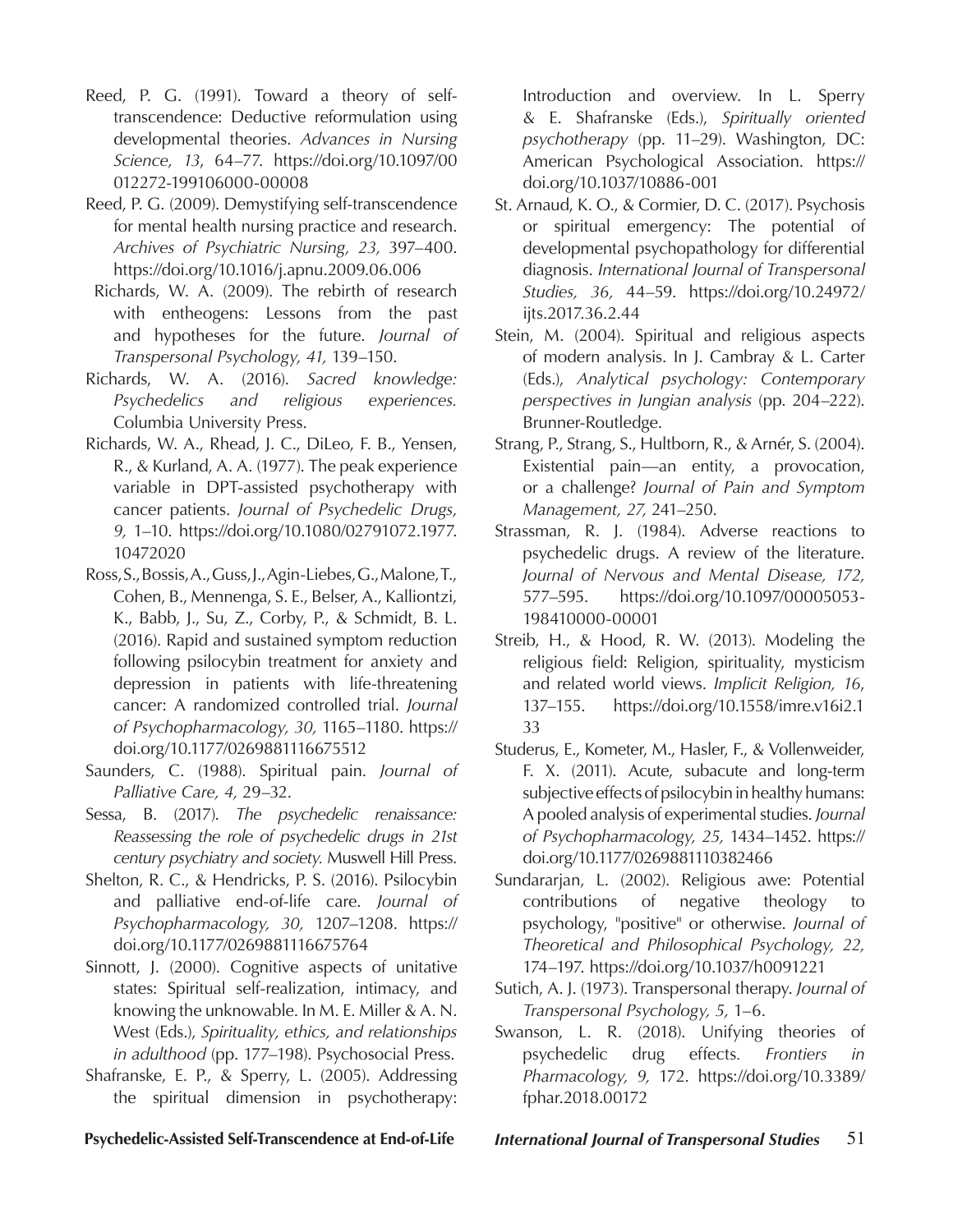Reed, P. G. (1991). Toward a theory of self-transcendence: Deductive reformulation using developmental theories. *Advances in Nursing Science, 13*, 64–77. https://doi.org/10.1097/00012272-199106000-00008

Reed, P. G. (2009). Demystifying self-transcendence for mental health nursing practice and research. *Archives of Psychiatric Nursing, 23,* 397–400. https://doi.org/10.1016/j.apnu.2009.06.006

Richards, W. A. (2009). The rebirth of research with entheogens: Lessons from the past and hypotheses for the future. *Journal of Transpersonal Psychology, 41,* 139–150.

Richards, W. A. (2016). *Sacred knowledge: Psychedelics and religious experiences.* Columbia University Press.

Richards, W. A., Rhead, J. C., DiLeo, F. B., Yensen, R., & Kurland, A. A. (1977). The peak experience variable in DPT-assisted psychotherapy with cancer patients. *Journal of Psychedelic Drugs, 9,* 1–10. https://doi.org/10.1080/02791072.1977.10472020

Ross, S., Bossis, A., Guss, J., Agin-Liebes, G., Malone, T., Cohen, B., Mennenga, S. E., Belser, A., Kalliontzi, K., Babb, J., Su, Z., Corby, P., & Schmidt, B. L. (2016). Rapid and sustained symptom reduction following psilocybin treatment for anxiety and depression in patients with life-threatening cancer: A randomized controlled trial. *Journal of Psychopharmacology, 30,* 1165–1180. https://doi.org/10.1177/0269881116675512

Saunders, C. (1988). Spiritual pain. *Journal of Palliative Care, 4,* 29–32.

Sessa, B. (2017). *The psychedelic renaissance: Reassessing the role of psychedelic drugs in 21st century psychiatry and society.* Muswell Hill Press.

Shelton, R. C., & Hendricks, P. S. (2016). Psilocybin and palliative end-of-life care. *Journal of Psychopharmacology, 30,* 1207–1208. https://doi.org/10.1177/0269881116675764

Sinnott, J. (2000). Cognitive aspects of unitative states: Spiritual self-realization, intimacy, and knowing the unknowable. In M. E. Miller & A. N. West (Eds.), *Spirituality, ethics, and relationships in adulthood* (pp. 177–198). Psychosocial Press.

Shafranske, E. P., & Sperry, L. (2005). Addressing the spiritual dimension in psychotherapy: Introduction and overview. In L. Sperry & E. Shafranske (Eds.), *Spiritually oriented psychotherapy* (pp. 11–29). Washington, DC: American Psychological Association. https://doi.org/10.1037/10886-001

St. Arnaud, K. O., & Cormier, D. C. (2017). Psychosis or spiritual emergency: The potential of developmental psychopathology for differential diagnosis. *International Journal of Transpersonal Studies, 36,* 44–59. https://doi.org/10.24972/ijts.2017.36.2.44

Stein, M. (2004). Spiritual and religious aspects of modern analysis. In J. Cambray & L. Carter (Eds.), *Analytical psychology: Contemporary perspectives in Jungian analysis* (pp. 204–222). Brunner-Routledge.

Strang, P., Strang, S., Hultborn, R., & Arnér, S. (2004). Existential pain—an entity, a provocation, or a challenge? *Journal of Pain and Symptom Management, 27,* 241–250.

Strassman, R. J. (1984). Adverse reactions to psychedelic drugs. A review of the literature. *Journal of Nervous and Mental Disease, 172,* 577–595. https://doi.org/10.1097/00005053-198410000-00001

Streib, H., & Hood, R. W. (2013). Modeling the religious field: Religion, spirituality, mysticism and related world views. *Implicit Religion, 16*, 137–155. https://doi.org/10.1558/imre.v16i2.133

Studerus, E., Kometer, M., Hasler, F., & Vollenweider, F. X. (2011). Acute, subacute and long-term subjective effects of psilocybin in healthy humans: A pooled analysis of experimental studies. *Journal of Psychopharmacology, 25,* 1434–1452. https://doi.org/10.1177/0269881110382466

Sundararjan, L. (2002). Religious awe: Potential contributions of negative theology to psychology, "positive" or otherwise. *Journal of Theoretical and Philosophical Psychology, 22,* 174–197. https://doi.org/10.1037/h0091221

Sutich, A. J. (1973). Transpersonal therapy. *Journal of Transpersonal Psychology, 5,* 1–6.

Swanson, L. R. (2018). Unifying theories of psychedelic drug effects. *Frontiers in Pharmacology, 9,* 172. https://doi.org/10.3389/fphar.2018.00172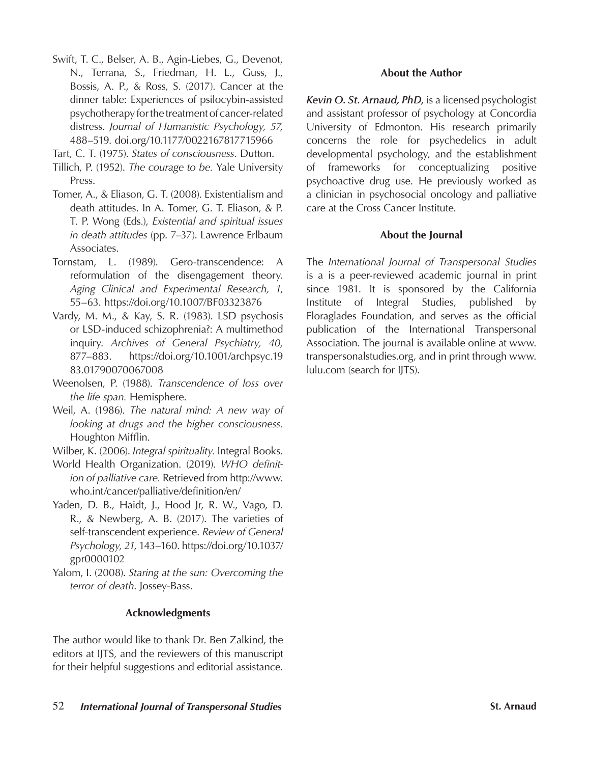Swift, T. C., Belser, A. B., Agin-Liebes, G., Devenot, N., Terrana, S., Friedman, H. L., Guss, J., Bossis, A. P., & Ross, S. (2017). Cancer at the dinner table: Experiences of psilocybin-assisted psychotherapy for the treatment of cancer-related distress. *Journal of Humanistic Psychology, 57,* 488–519. doi.org/10.1177/0022167817715966

Tart, C. T. (1975). *States of consciousness.* Dutton.

Tillich, P. (1952). *The courage to be.* Yale University Press.

Tomer, A., & Eliason, G. T. (2008). Existentialism and death attitudes. In A. Tomer, G. T. Eliason, & P. T. P. Wong (Eds.), *Existential and spiritual issues in death attitudes* (pp. 7–37). Lawrence Erlbaum Associates.

Tornstam, L. (1989). Gero-transcendence: A reformulation of the disengagement theory. *Aging Clinical and Experimental Research, 1*, 55–63. https://doi.org/10.1007/BF03323876

Vardy, M. M., & Kay, S. R. (1983). LSD psychosis or LSD-induced schizophrenia?: A multimethod inquiry. *Archives of General Psychiatry, 40,* 877–883. https://doi.org/10.1001/archpsyc.1983.01790070067008

Weenolsen, P. (1988). *Transcendence of loss over the life span.* Hemisphere.

Weil, A. (1986). *The natural mind: A new way of looking at drugs and the higher consciousness.* Houghton Mifflin.

Wilber, K. (2006). *Integral spirituality.* Integral Books.

World Health Organization. (2019). *WHO definition of palliative care.* Retrieved from http://www.who.int/cancer/palliative/definition/en/

Yaden, D. B., Haidt, J., Hood Jr, R. W., Vago, D. R., & Newberg, A. B. (2017). The varieties of self-transcendent experience. *Review of General Psychology, 21,* 143–160. https://doi.org/10.1037/gpr0000102

Yalom, I. (2008). *Staring at the sun: Overcoming the terror of death.* Jossey-Bass.

### Acknowledgments

The author would like to thank Dr. Ben Zalkind, the editors at IJTS, and the reviewers of this manuscript for their helpful suggestions and editorial assistance.

### About the Author

***Kevin O. St. Arnaud, PhD,*** is a licensed psychologist and assistant professor of psychology at Concordia University of Edmonton. His research primarily concerns the role for psychedelics in adult developmental psychology, and the establishment of frameworks for conceptualizing positive psychoactive drug use. He previously worked as a clinician in psychosocial oncology and palliative care at the Cross Cancer Institute.

### About the Journal

The *International Journal of Transpersonal Studies* is a is a peer-reviewed academic journal in print since 1981. It is sponsored by the California Institute of Integral Studies, published by Floraglades Foundation, and serves as the official publication of the International Transpersonal Association. The journal is available online at www.transpersonalstudies.org, and in print through www.lulu.com (search for IJTS).